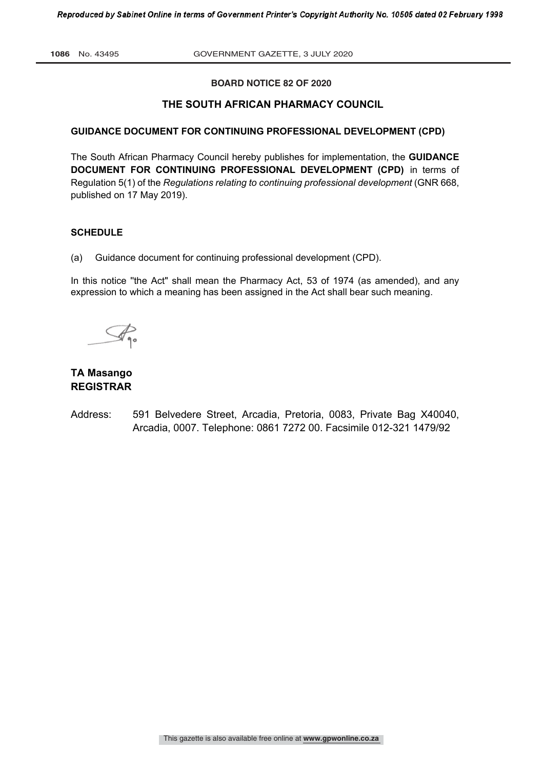**BOARD NOTICE 82 OF 2020**

## THE SOUTH AFRICAN PHARMACY COUNCIL

### GUIDANCE DOCUMENT FOR CONTINUING PROFESSIONAL DEVELOPMENT (CPD)

The South African Pharmacy Council hereby publishes for implementation, the **GUIDANCE DOCUMENT FOR CONTINUING PROFESSIONAL DEVELOPMENT (CPD)** in terms of Regulation 5(1) of the *Regulations relating to continuing professional development* (GNR 668, published on 17 May 2019).

### SCHEDULE

(a) Guidance document for continuing professional development (CPD).

In this notice "the Act" shall mean the Pharmacy Act, 53 of 1974 (as amended), and any expression to which a meaning has been assigned in the Act shall bear such meaning.

**TA Masango**
**REGISTRAR**

Address: 591 Belvedere Street, Arcadia, Pretoria, 0083, Private Bag X40040, Arcadia, 0007. Telephone: 0861 7272 00. Facsimile 012-321 1479/92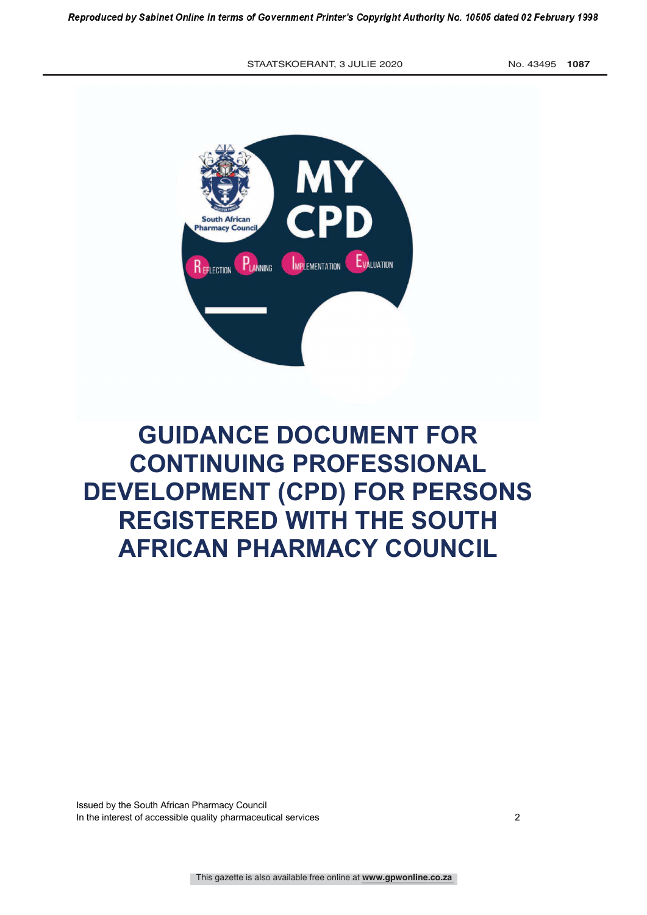MY CPD

South African Pharmacy Council

REFLECTION PLANNING IMPLEMENTATION EVALUATION

# GUIDANCE DOCUMENT FOR CONTINUING PROFESSIONAL DEVELOPMENT (CPD) FOR PERSONS REGISTERED WITH THE SOUTH AFRICAN PHARMACY COUNCIL

Issued by the South African Pharmacy Council
In the interest of accessible quality pharmaceutical services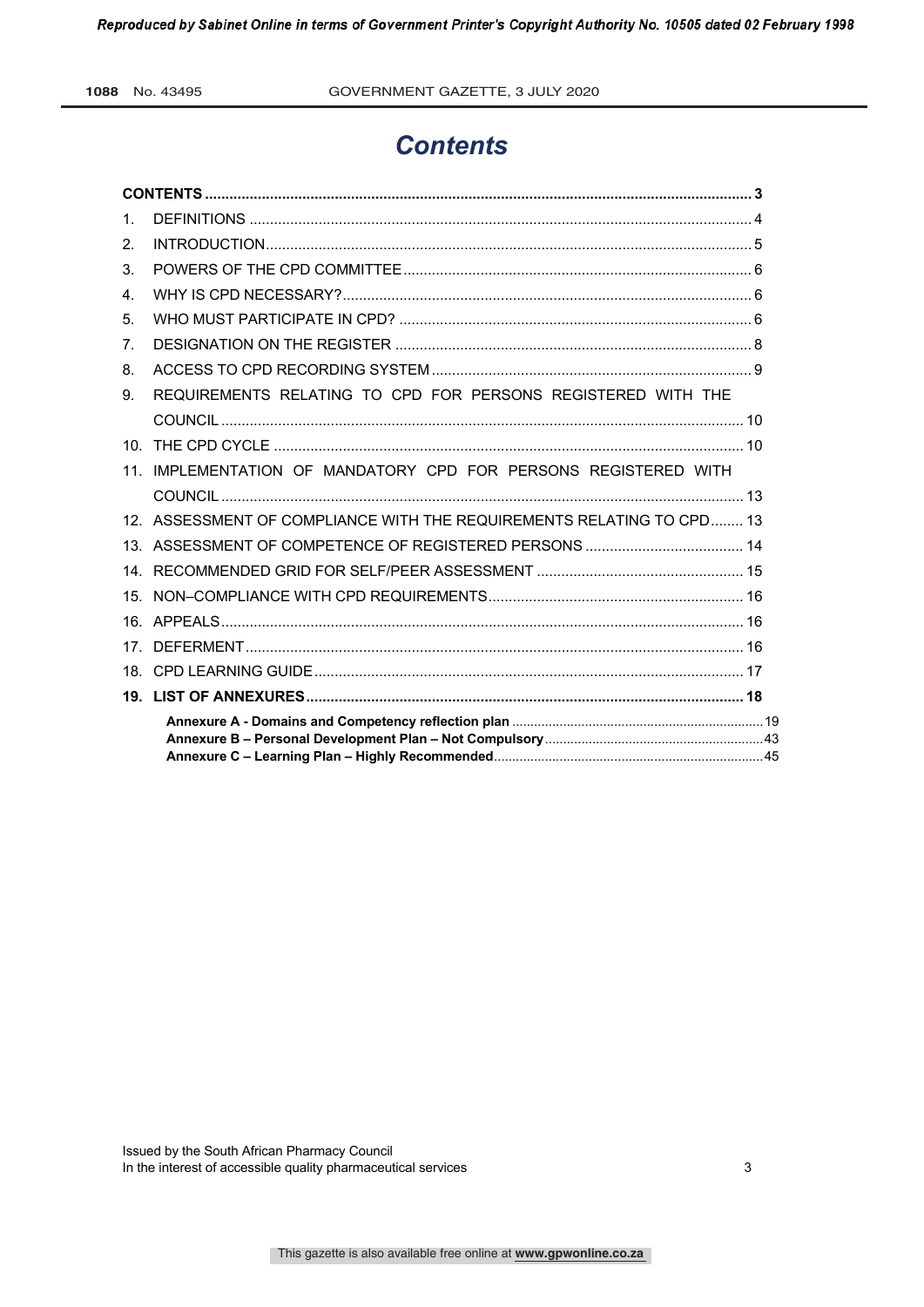# Contents

**CONTENTS** .................................................................................................................................. **3**

1. DEFINITIONS ........................................................................................................................... 4
2. INTRODUCTION ........................................................................................................................ 5
3. POWERS OF THE CPD COMMITTEE ...................................................................................... 6
4. WHY IS CPD NECESSARY? .................................................................................................... 6
5. WHO MUST PARTICIPATE IN CPD? ....................................................................................... 6
7. DESIGNATION ON THE REGISTER ........................................................................................ 8
8. ACCESS TO CPD RECORDING SYSTEM ............................................................................... 9
9. REQUIREMENTS RELATING TO CPD FOR PERSONS REGISTERED WITH THE COUNCIL ................................................................................................................................ 10
10. THE CPD CYCLE .................................................................................................................... 10
11. IMPLEMENTATION OF MANDATORY CPD FOR PERSONS REGISTERED WITH COUNCIL ................................................................................................................................ 13
12. ASSESSMENT OF COMPLIANCE WITH THE REQUIREMENTS RELATING TO CPD ........ 13
13. ASSESSMENT OF COMPETENCE OF REGISTERED PERSONS ....................................... 14
14. RECOMMENDED GRID FOR SELF/PEER ASSESSMENT ................................................... 15
15. NON–COMPLIANCE WITH CPD REQUIREMENTS ............................................................... 16
16. APPEALS ................................................................................................................................ 16
17. DEFERMENT .......................................................................................................................... 16
18. CPD LEARNING GUIDE ......................................................................................................... 17
19. **LIST OF ANNEXURES** ........................................................................................................... **18**

    **Annexure A - Domains and Competency reflection plan** .................................................................... 19

    **Annexure B – Personal Development Plan – Not Compulsory** ........................................................... 43

    **Annexure C – Learning Plan – Highly Recommended** ......................................................................... 45

Issued by the South African Pharmacy Council
In the interest of accessible quality pharmaceutical services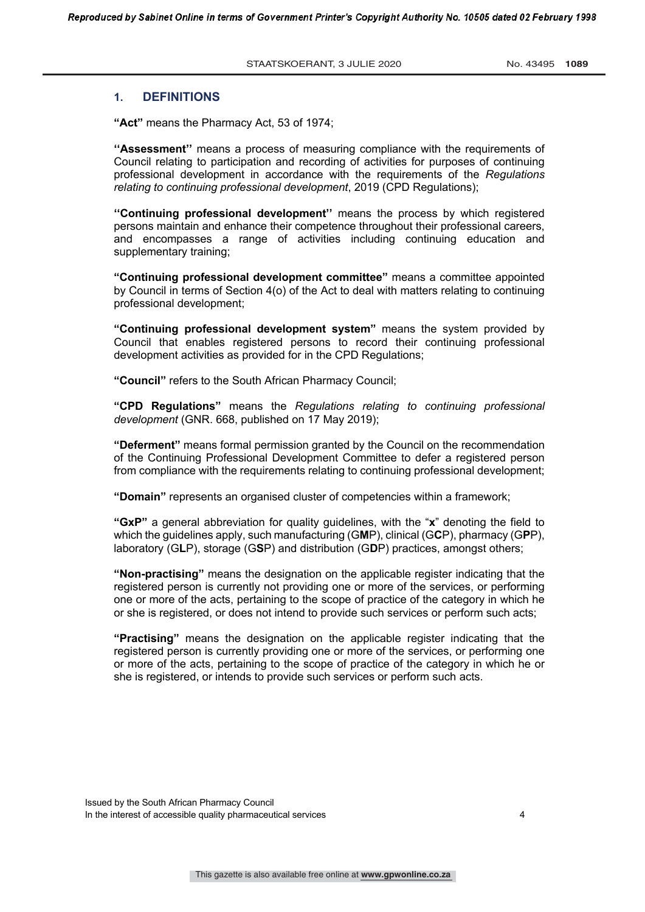## 1. DEFINITIONS

**"Act"** means the Pharmacy Act, 53 of 1974;

**''Assessment''** means a process of measuring compliance with the requirements of Council relating to participation and recording of activities for purposes of continuing professional development in accordance with the requirements of the *Regulations relating to continuing professional development*, 2019 (CPD Regulations);

**''Continuing professional development''** means the process by which registered persons maintain and enhance their competence throughout their professional careers, and encompasses a range of activities including continuing education and supplementary training;

**"Continuing professional development committee"** means a committee appointed by Council in terms of Section 4(o) of the Act to deal with matters relating to continuing professional development;

**"Continuing professional development system"** means the system provided by Council that enables registered persons to record their continuing professional development activities as provided for in the CPD Regulations;

**"Council"** refers to the South African Pharmacy Council;

**"CPD Regulations"** means the *Regulations relating to continuing professional development* (GNR. 668, published on 17 May 2019);

**"Deferment"** means formal permission granted by the Council on the recommendation of the Continuing Professional Development Committee to defer a registered person from compliance with the requirements relating to continuing professional development;

**"Domain"** represents an organised cluster of competencies within a framework;

**"GxP"** a general abbreviation for quality guidelines, with the "**x**" denoting the field to which the guidelines apply, such manufacturing (G**M**P), clinical (G**C**P), pharmacy (G**P**P), laboratory (G**L**P), storage (G**S**P) and distribution (G**D**P) practices, amongst others;

**"Non-practising"** means the designation on the applicable register indicating that the registered person is currently not providing one or more of the services, or performing one or more of the acts, pertaining to the scope of practice of the category in which he or she is registered, or does not intend to provide such services or perform such acts;

**"Practising"** means the designation on the applicable register indicating that the registered person is currently providing one or more of the services, or performing one or more of the acts, pertaining to the scope of practice of the category in which he or she is registered, or intends to provide such services or perform such acts.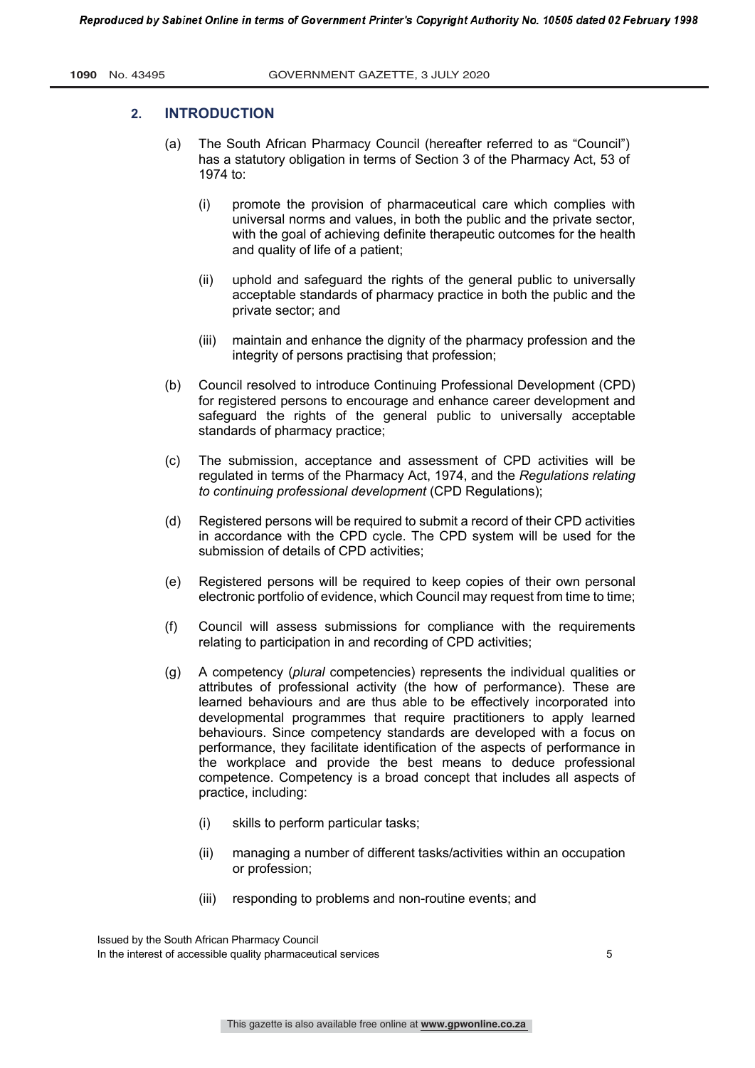## 2. INTRODUCTION

(a) The South African Pharmacy Council (hereafter referred to as "Council") has a statutory obligation in terms of Section 3 of the Pharmacy Act, 53 of 1974 to:

   (i) promote the provision of pharmaceutical care which complies with universal norms and values, in both the public and the private sector, with the goal of achieving definite therapeutic outcomes for the health and quality of life of a patient;

   (ii) uphold and safeguard the rights of the general public to universally acceptable standards of pharmacy practice in both the public and the private sector; and

   (iii) maintain and enhance the dignity of the pharmacy profession and the integrity of persons practising that profession;

(b) Council resolved to introduce Continuing Professional Development (CPD) for registered persons to encourage and enhance career development and safeguard the rights of the general public to universally acceptable standards of pharmacy practice;

(c) The submission, acceptance and assessment of CPD activities will be regulated in terms of the Pharmacy Act, 1974, and the *Regulations relating to continuing professional development* (CPD Regulations);

(d) Registered persons will be required to submit a record of their CPD activities in accordance with the CPD cycle. The CPD system will be used for the submission of details of CPD activities;

(e) Registered persons will be required to keep copies of their own personal electronic portfolio of evidence, which Council may request from time to time;

(f) Council will assess submissions for compliance with the requirements relating to participation in and recording of CPD activities;

(g) A competency (*plural* competencies) represents the individual qualities or attributes of professional activity (the how of performance). These are learned behaviours and are thus able to be effectively incorporated into developmental programmes that require practitioners to apply learned behaviours. Since competency standards are developed with a focus on performance, they facilitate identification of the aspects of performance in the workplace and provide the best means to deduce professional competence. Competency is a broad concept that includes all aspects of practice, including:

   (i) skills to perform particular tasks;

   (ii) managing a number of different tasks/activities within an occupation or profession;

   (iii) responding to problems and non-routine events; and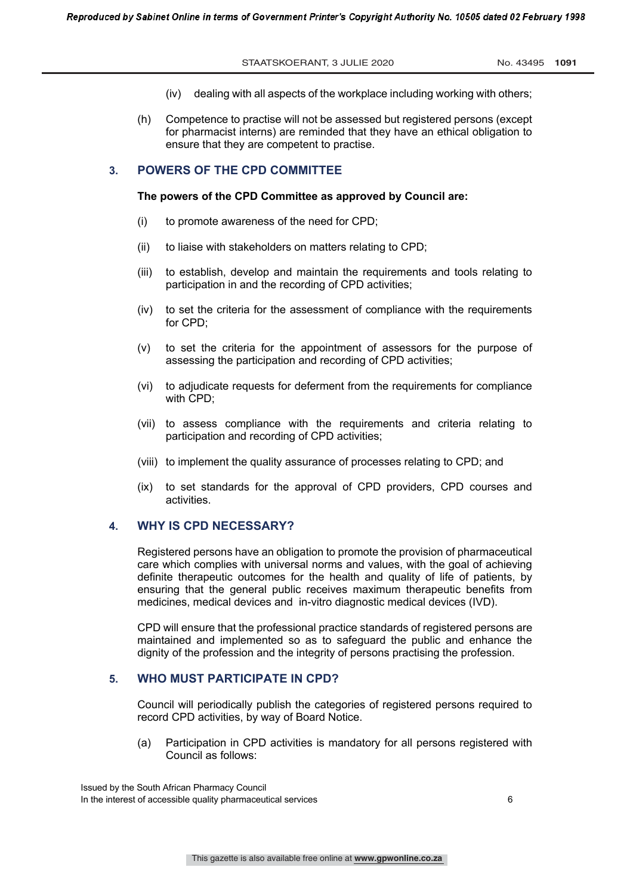(iv) dealing with all aspects of the workplace including working with others;

(h) Competence to practise will not be assessed but registered persons (except for pharmacist interns) are reminded that they have an ethical obligation to ensure that they are competent to practise.

## 3. POWERS OF THE CPD COMMITTEE

**The powers of the CPD Committee as approved by Council are:**

(i) to promote awareness of the need for CPD;

(ii) to liaise with stakeholders on matters relating to CPD;

(iii) to establish, develop and maintain the requirements and tools relating to participation in and the recording of CPD activities;

(iv) to set the criteria for the assessment of compliance with the requirements for CPD;

(v) to set the criteria for the appointment of assessors for the purpose of assessing the participation and recording of CPD activities;

(vi) to adjudicate requests for deferment from the requirements for compliance with CPD;

(vii) to assess compliance with the requirements and criteria relating to participation and recording of CPD activities;

(viii) to implement the quality assurance of processes relating to CPD; and

(ix) to set standards for the approval of CPD providers, CPD courses and activities.

## 4. WHY IS CPD NECESSARY?

Registered persons have an obligation to promote the provision of pharmaceutical care which complies with universal norms and values, with the goal of achieving definite therapeutic outcomes for the health and quality of life of patients, by ensuring that the general public receives maximum therapeutic benefits from medicines, medical devices and in-vitro diagnostic medical devices (IVD).

CPD will ensure that the professional practice standards of registered persons are maintained and implemented so as to safeguard the public and enhance the dignity of the profession and the integrity of persons practising the profession.

## 5. WHO MUST PARTICIPATE IN CPD?

Council will periodically publish the categories of registered persons required to record CPD activities, by way of Board Notice.

(a) Participation in CPD activities is mandatory for all persons registered with Council as follows: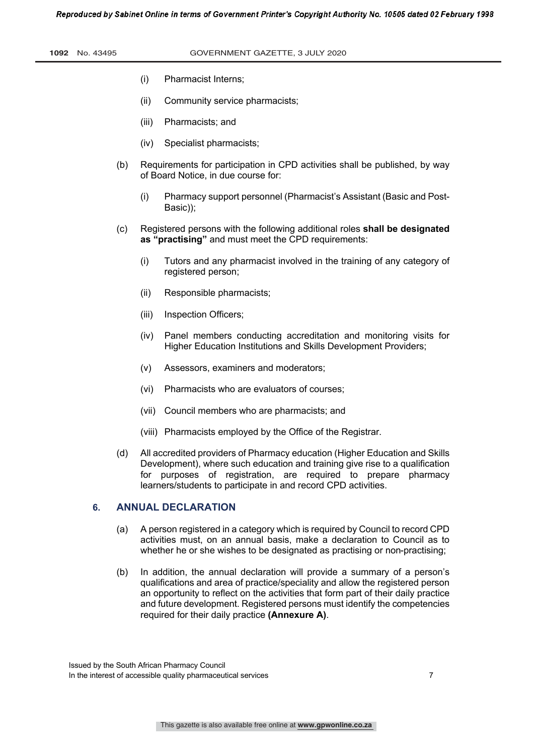(i) Pharmacist Interns;

(ii) Community service pharmacists;

(iii) Pharmacists; and

(iv) Specialist pharmacists;

(b) Requirements for participation in CPD activities shall be published, by way of Board Notice, in due course for:

(i) Pharmacy support personnel (Pharmacist's Assistant (Basic and Post-Basic));

(c) Registered persons with the following additional roles **shall be designated as "practising"** and must meet the CPD requirements:

(i) Tutors and any pharmacist involved in the training of any category of registered person;

(ii) Responsible pharmacists;

(iii) Inspection Officers;

(iv) Panel members conducting accreditation and monitoring visits for Higher Education Institutions and Skills Development Providers;

(v) Assessors, examiners and moderators;

(vi) Pharmacists who are evaluators of courses;

(vii) Council members who are pharmacists; and

(viii) Pharmacists employed by the Office of the Registrar.

(d) All accredited providers of Pharmacy education (Higher Education and Skills Development), where such education and training give rise to a qualification for purposes of registration, are required to prepare pharmacy learners/students to participate in and record CPD activities.

## 6. ANNUAL DECLARATION

(a) A person registered in a category which is required by Council to record CPD activities must, on an annual basis, make a declaration to Council as to whether he or she wishes to be designated as practising or non-practising;

(b) In addition, the annual declaration will provide a summary of a person's qualifications and area of practice/speciality and allow the registered person an opportunity to reflect on the activities that form part of their daily practice and future development. Registered persons must identify the competencies required for their daily practice **(Annexure A)**.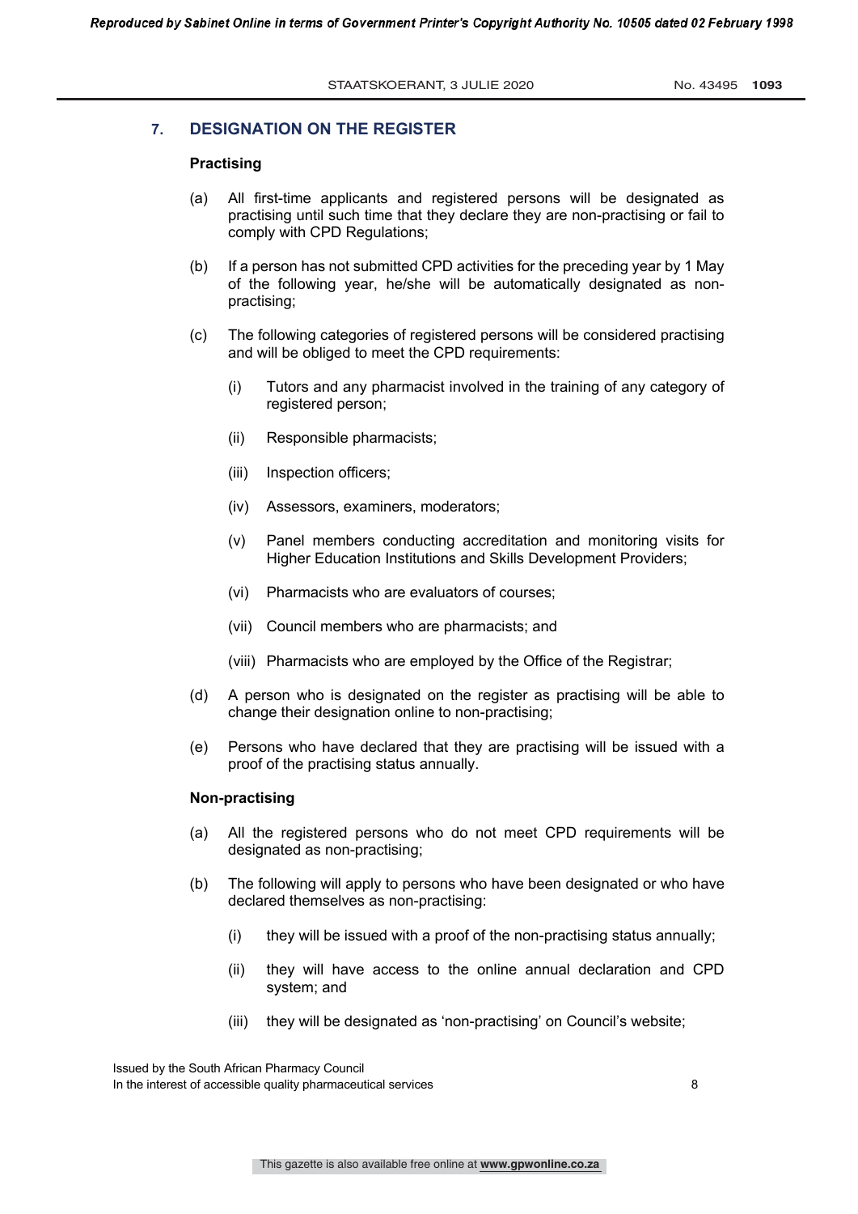## 7. DESIGNATION ON THE REGISTER

**Practising**

(a) All first-time applicants and registered persons will be designated as practising until such time that they declare they are non-practising or fail to comply with CPD Regulations;

(b) If a person has not submitted CPD activities for the preceding year by 1 May of the following year, he/she will be automatically designated as non-practising;

(c) The following categories of registered persons will be considered practising and will be obliged to meet the CPD requirements:

  (i) Tutors and any pharmacist involved in the training of any category of registered person;

  (ii) Responsible pharmacists;

  (iii) Inspection officers;

  (iv) Assessors, examiners, moderators;

  (v) Panel members conducting accreditation and monitoring visits for Higher Education Institutions and Skills Development Providers;

  (vi) Pharmacists who are evaluators of courses;

  (vii) Council members who are pharmacists; and

  (viii) Pharmacists who are employed by the Office of the Registrar;

(d) A person who is designated on the register as practising will be able to change their designation online to non-practising;

(e) Persons who have declared that they are practising will be issued with a proof of the practising status annually.

**Non-practising**

(a) All the registered persons who do not meet CPD requirements will be designated as non-practising;

(b) The following will apply to persons who have been designated or who have declared themselves as non-practising:

  (i) they will be issued with a proof of the non-practising status annually;

  (ii) they will have access to the online annual declaration and CPD system; and

  (iii) they will be designated as 'non-practising' on Council's website;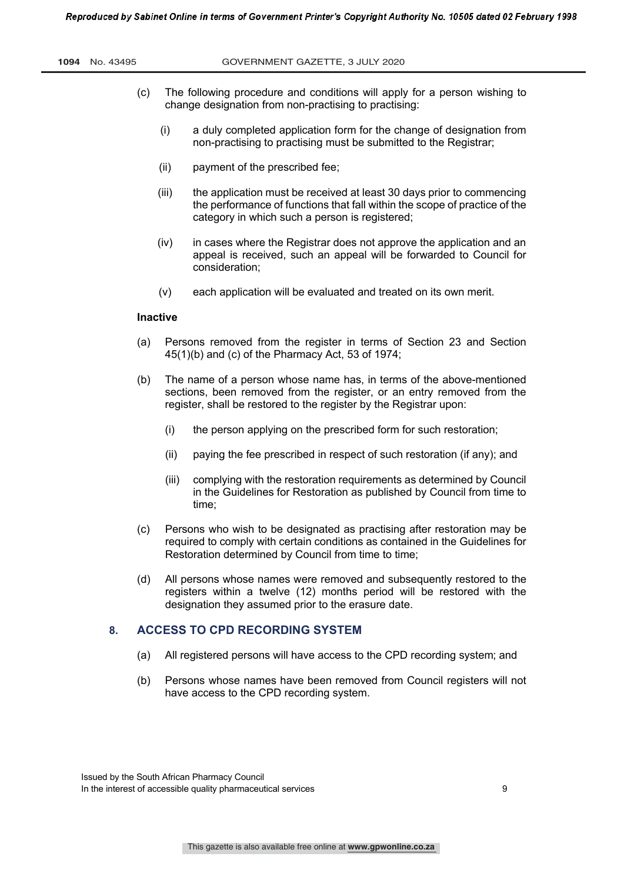(c) The following procedure and conditions will apply for a person wishing to change designation from non-practising to practising:

   (i) a duly completed application form for the change of designation from non-practising to practising must be submitted to the Registrar;

   (ii) payment of the prescribed fee;

   (iii) the application must be received at least 30 days prior to commencing the performance of functions that fall within the scope of practice of the category in which such a person is registered;

   (iv) in cases where the Registrar does not approve the application and an appeal is received, such an appeal will be forwarded to Council for consideration;

   (v) each application will be evaluated and treated on its own merit.

**Inactive**

(a) Persons removed from the register in terms of Section 23 and Section 45(1)(b) and (c) of the Pharmacy Act, 53 of 1974;

(b) The name of a person whose name has, in terms of the above-mentioned sections, been removed from the register, or an entry removed from the register, shall be restored to the register by the Registrar upon:

   (i) the person applying on the prescribed form for such restoration;

   (ii) paying the fee prescribed in respect of such restoration (if any); and

   (iii) complying with the restoration requirements as determined by Council in the Guidelines for Restoration as published by Council from time to time;

(c) Persons who wish to be designated as practising after restoration may be required to comply with certain conditions as contained in the Guidelines for Restoration determined by Council from time to time;

(d) All persons whose names were removed and subsequently restored to the registers within a twelve (12) months period will be restored with the designation they assumed prior to the erasure date.

## 8. ACCESS TO CPD RECORDING SYSTEM

(a) All registered persons will have access to the CPD recording system; and

(b) Persons whose names have been removed from Council registers will not have access to the CPD recording system.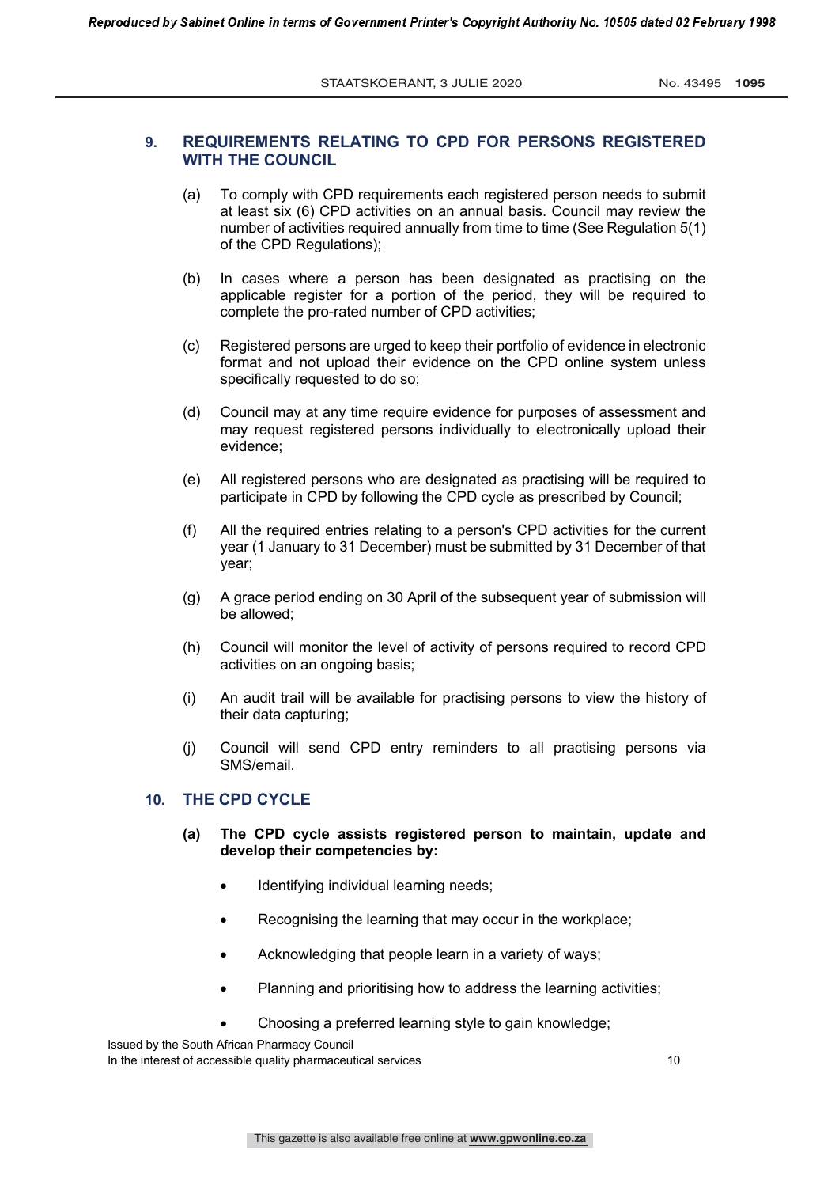## 9. REQUIREMENTS RELATING TO CPD FOR PERSONS REGISTERED WITH THE COUNCIL

(a) To comply with CPD requirements each registered person needs to submit at least six (6) CPD activities on an annual basis. Council may review the number of activities required annually from time to time (See Regulation 5(1) of the CPD Regulations);

(b) In cases where a person has been designated as practising on the applicable register for a portion of the period, they will be required to complete the pro-rated number of CPD activities;

(c) Registered persons are urged to keep their portfolio of evidence in electronic format and not upload their evidence on the CPD online system unless specifically requested to do so;

(d) Council may at any time require evidence for purposes of assessment and may request registered persons individually to electronically upload their evidence;

(e) All registered persons who are designated as practising will be required to participate in CPD by following the CPD cycle as prescribed by Council;

(f) All the required entries relating to a person's CPD activities for the current year (1 January to 31 December) must be submitted by 31 December of that year;

(g) A grace period ending on 30 April of the subsequent year of submission will be allowed;

(h) Council will monitor the level of activity of persons required to record CPD activities on an ongoing basis;

(i) An audit trail will be available for practising persons to view the history of their data capturing;

(j) Council will send CPD entry reminders to all practising persons via SMS/email.

## 10. THE CPD CYCLE

**(a) The CPD cycle assists registered person to maintain, update and develop their competencies by:**

- Identifying individual learning needs;
- Recognising the learning that may occur in the workplace;
- Acknowledging that people learn in a variety of ways;
- Planning and prioritising how to address the learning activities;
- Choosing a preferred learning style to gain knowledge;

Issued by the South African Pharmacy Council
In the interest of accessible quality pharmaceutical services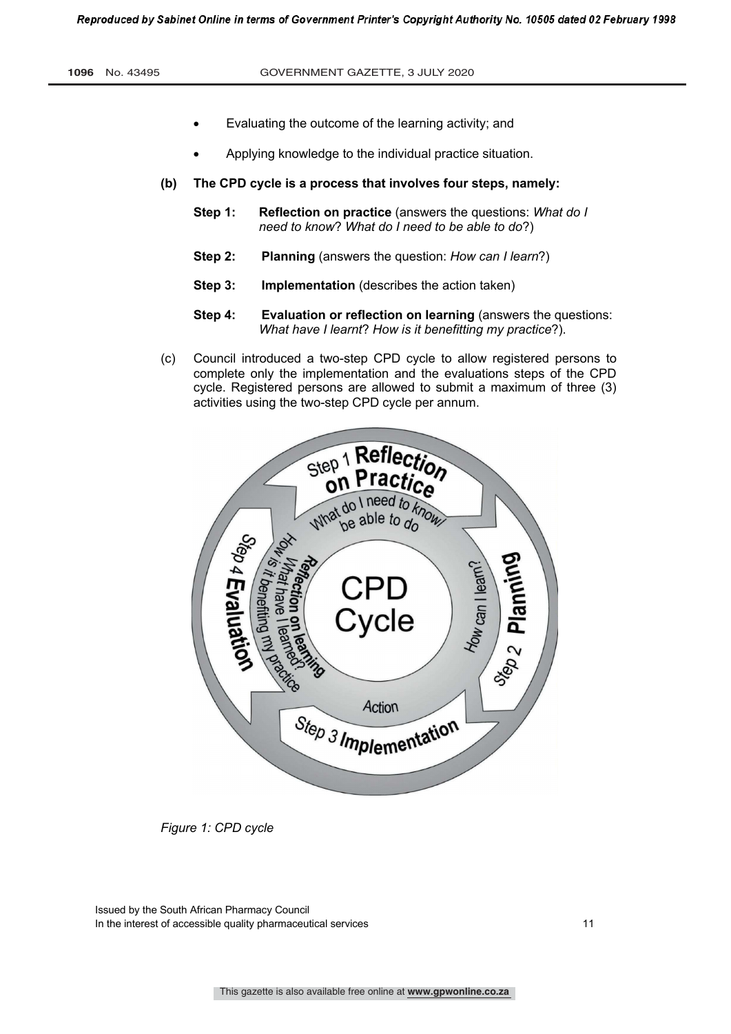- Evaluating the outcome of the learning activity; and
- Applying knowledge to the individual practice situation.

**(b) The CPD cycle is a process that involves four steps, namely:**

**Step 1: Reflection on practice** (answers the questions: *What do I need to know*? *What do I need to be able to do*?)

**Step 2: Planning** (answers the question: *How can I learn*?)

**Step 3: Implementation** (describes the action taken)

**Step 4: Evaluation or reflection on learning** (answers the questions: *What have I learnt*? *How is it benefitting my practice*?).

(c) Council introduced a two-step CPD cycle to allow registered persons to complete only the implementation and the evaluations steps of the CPD cycle. Registered persons are allowed to submit a maximum of three (3) activities using the two-step CPD cycle per annum.

*Figure 1: CPD cycle*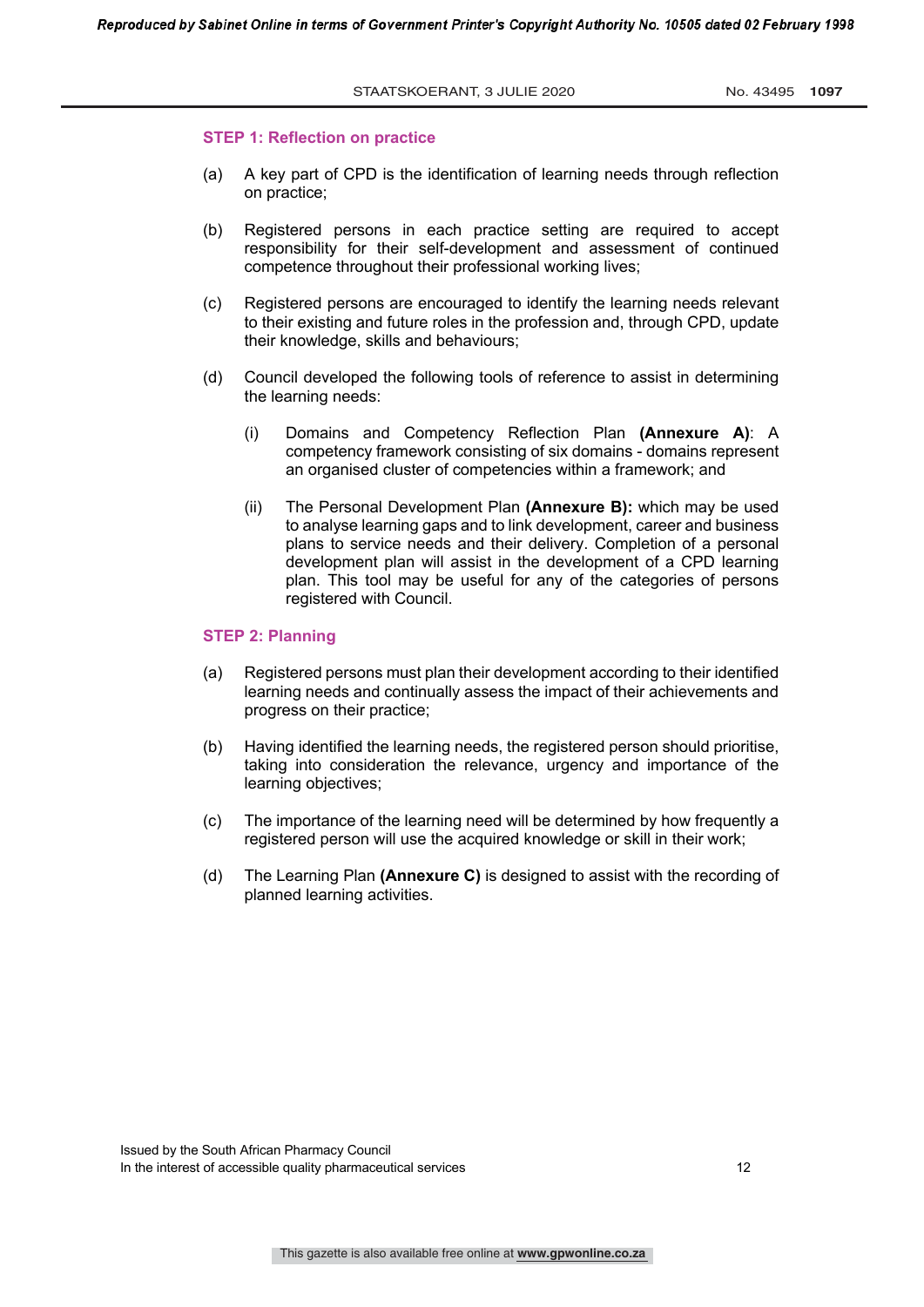### STEP 1: Reflection on practice

(a) A key part of CPD is the identification of learning needs through reflection on practice;

(b) Registered persons in each practice setting are required to accept responsibility for their self-development and assessment of continued competence throughout their professional working lives;

(c) Registered persons are encouraged to identify the learning needs relevant to their existing and future roles in the profession and, through CPD, update their knowledge, skills and behaviours;

(d) Council developed the following tools of reference to assist in determining the learning needs:

   (i) Domains and Competency Reflection Plan **(Annexure A)**: A competency framework consisting of six domains - domains represent an organised cluster of competencies within a framework; and

   (ii) The Personal Development Plan **(Annexure B):** which may be used to analyse learning gaps and to link development, career and business plans to service needs and their delivery. Completion of a personal development plan will assist in the development of a CPD learning plan. This tool may be useful for any of the categories of persons registered with Council.

### STEP 2: Planning

(a) Registered persons must plan their development according to their identified learning needs and continually assess the impact of their achievements and progress on their practice;

(b) Having identified the learning needs, the registered person should prioritise, taking into consideration the relevance, urgency and importance of the learning objectives;

(c) The importance of the learning need will be determined by how frequently a registered person will use the acquired knowledge or skill in their work;

(d) The Learning Plan **(Annexure C)** is designed to assist with the recording of planned learning activities.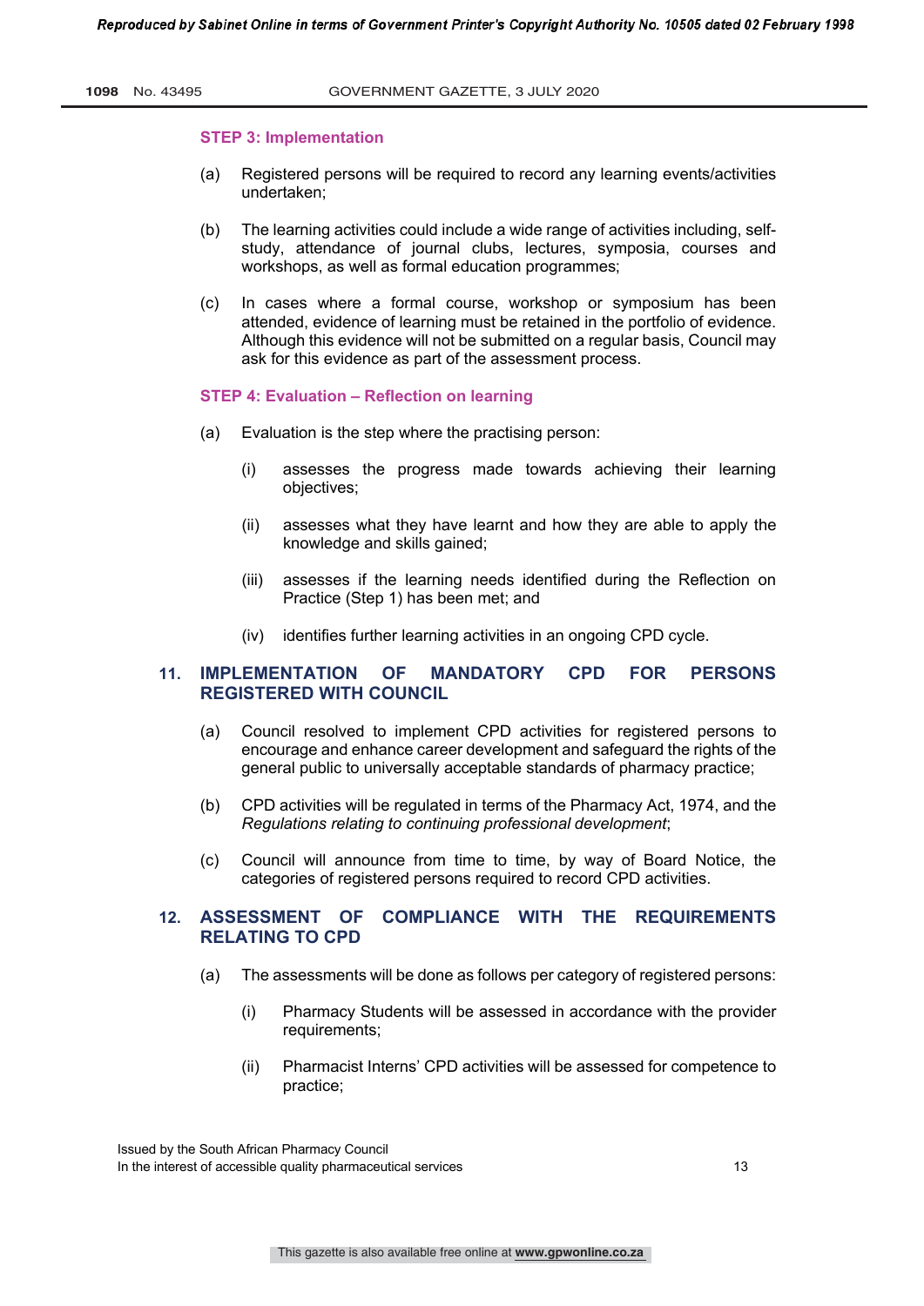### STEP 3: Implementation

(a) Registered persons will be required to record any learning events/activities undertaken;

(b) The learning activities could include a wide range of activities including, self-study, attendance of journal clubs, lectures, symposia, courses and workshops, as well as formal education programmes;

(c) In cases where a formal course, workshop or symposium has been attended, evidence of learning must be retained in the portfolio of evidence. Although this evidence will not be submitted on a regular basis, Council may ask for this evidence as part of the assessment process.

### STEP 4: Evaluation – Reflection on learning

(a) Evaluation is the step where the practising person:

(i) assesses the progress made towards achieving their learning objectives;

(ii) assesses what they have learnt and how they are able to apply the knowledge and skills gained;

(iii) assesses if the learning needs identified during the Reflection on Practice (Step 1) has been met; and

(iv) identifies further learning activities in an ongoing CPD cycle.

## 11. IMPLEMENTATION OF MANDATORY CPD FOR PERSONS REGISTERED WITH COUNCIL

(a) Council resolved to implement CPD activities for registered persons to encourage and enhance career development and safeguard the rights of the general public to universally acceptable standards of pharmacy practice;

(b) CPD activities will be regulated in terms of the Pharmacy Act, 1974, and the *Regulations relating to continuing professional development*;

(c) Council will announce from time to time, by way of Board Notice, the categories of registered persons required to record CPD activities.

## 12. ASSESSMENT OF COMPLIANCE WITH THE REQUIREMENTS RELATING TO CPD

(a) The assessments will be done as follows per category of registered persons:

(i) Pharmacy Students will be assessed in accordance with the provider requirements;

(ii) Pharmacist Interns' CPD activities will be assessed for competence to practice;

Issued by the South African Pharmacy Council
In the interest of accessible quality pharmaceutical services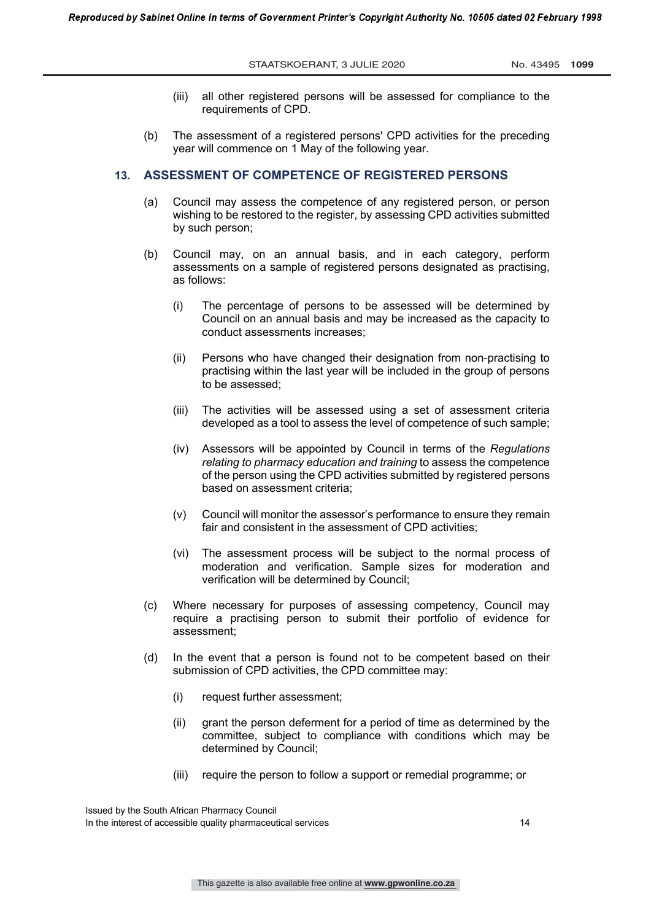(iii) all other registered persons will be assessed for compliance to the requirements of CPD.

(b) The assessment of a registered persons' CPD activities for the preceding year will commence on 1 May of the following year.

## 13. ASSESSMENT OF COMPETENCE OF REGISTERED PERSONS

(a) Council may assess the competence of any registered person, or person wishing to be restored to the register, by assessing CPD activities submitted by such person;

(b) Council may, on an annual basis, and in each category, perform assessments on a sample of registered persons designated as practising, as follows:

(i) The percentage of persons to be assessed will be determined by Council on an annual basis and may be increased as the capacity to conduct assessments increases;

(ii) Persons who have changed their designation from non-practising to practising within the last year will be included in the group of persons to be assessed;

(iii) The activities will be assessed using a set of assessment criteria developed as a tool to assess the level of competence of such sample;

(iv) Assessors will be appointed by Council in terms of the *Regulations relating to pharmacy education and training* to assess the competence of the person using the CPD activities submitted by registered persons based on assessment criteria;

(v) Council will monitor the assessor's performance to ensure they remain fair and consistent in the assessment of CPD activities;

(vi) The assessment process will be subject to the normal process of moderation and verification. Sample sizes for moderation and verification will be determined by Council;

(c) Where necessary for purposes of assessing competency, Council may require a practising person to submit their portfolio of evidence for assessment;

(d) In the event that a person is found not to be competent based on their submission of CPD activities, the CPD committee may:

(i) request further assessment;

(ii) grant the person deferment for a period of time as determined by the committee, subject to compliance with conditions which may be determined by Council;

(iii) require the person to follow a support or remedial programme; or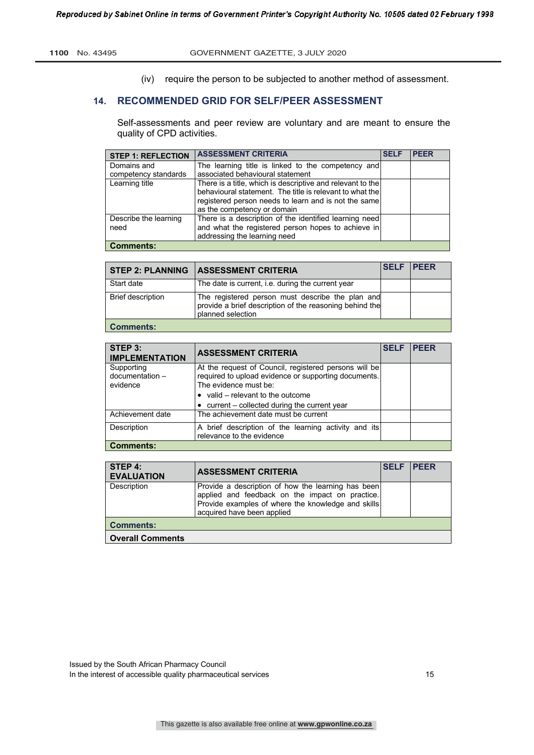(iv) require the person to be subjected to another method of assessment.

## 14. RECOMMENDED GRID FOR SELF/PEER ASSESSMENT

Self-assessments and peer review are voluntary and are meant to ensure the quality of CPD activities.

| STEP 1: REFLECTION | ASSESSMENT CRITERIA | SELF | PEER |
|---|---|---|---|
| Domains and competency standards | The learning title is linked to the competency and associated behavioural statement | | |
| Learning title | There is a title, which is descriptive and relevant to the behavioural statement. The title is relevant to what the registered person needs to learn and is not the same as the competency or domain | | |
| Describe the learning need | There is a description of the identified learning need and what the registered person hopes to achieve in addressing the learning need | | |
| **Comments:** | | | |

| STEP 2: PLANNING | ASSESSMENT CRITERIA | SELF | PEER |
|---|---|---|---|
| Start date | The date is current, i.e. during the current year | | |
| Brief description | The registered person must describe the plan and provide a brief description of the reasoning behind the planned selection | | |
| **Comments:** | | | |

| STEP 3: IMPLEMENTATION | ASSESSMENT CRITERIA | SELF | PEER |
|---|---|---|---|
| Supporting documentation – evidence | At the request of Council, registered persons will be required to upload evidence or supporting documents. The evidence must be:<br>• valid – relevant to the outcome<br>• current – collected during the current year | | |
| Achievement date | The achievement date must be current | | |
| Description | A brief description of the learning activity and its relevance to the evidence | | |
| **Comments:** | | | |

| STEP 4: EVALUATION | ASSESSMENT CRITERIA | SELF | PEER |
|---|---|---|---|
| Description | Provide a description of how the learning has been applied and feedback on the impact on practice. Provide examples of where the knowledge and skills acquired have been applied | | |
| **Comments:** | | | |
| **Overall Comments** | | | |

Issued by the South African Pharmacy Council
In the interest of accessible quality pharmaceutical services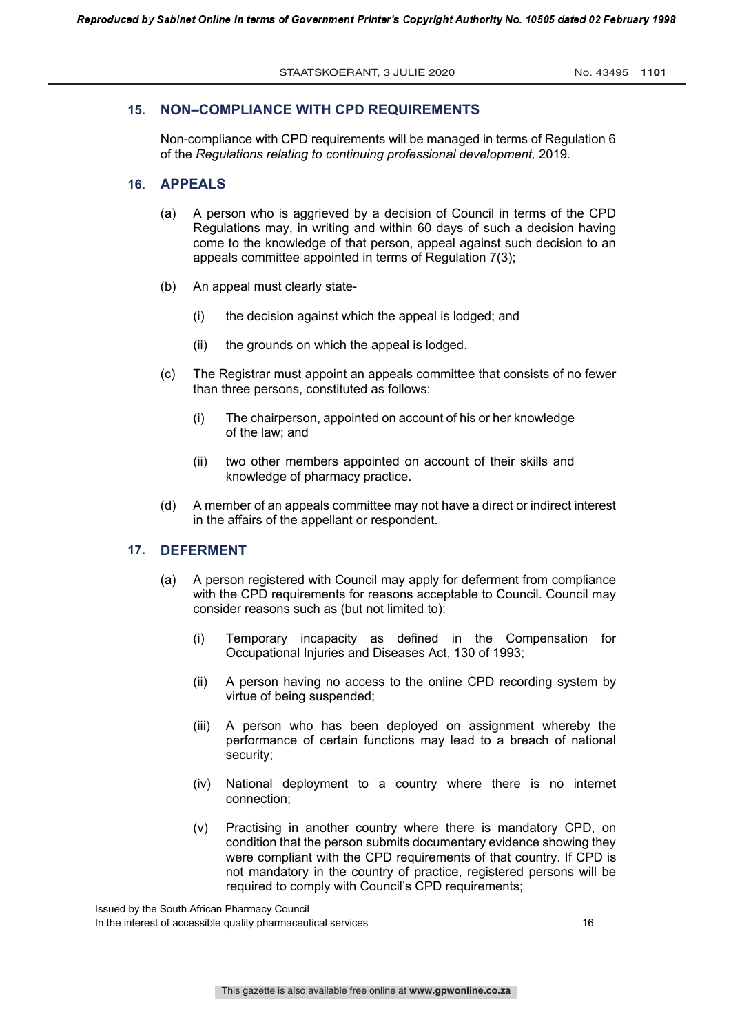## 15. NON–COMPLIANCE WITH CPD REQUIREMENTS

Non-compliance with CPD requirements will be managed in terms of Regulation 6 of the *Regulations relating to continuing professional development,* 2019.

## 16. APPEALS

(a) A person who is aggrieved by a decision of Council in terms of the CPD Regulations may, in writing and within 60 days of such a decision having come to the knowledge of that person, appeal against such decision to an appeals committee appointed in terms of Regulation 7(3);

(b) An appeal must clearly state-

(i) the decision against which the appeal is lodged; and

(ii) the grounds on which the appeal is lodged.

(c) The Registrar must appoint an appeals committee that consists of no fewer than three persons, constituted as follows:

(i) The chairperson, appointed on account of his or her knowledge of the law; and

(ii) two other members appointed on account of their skills and knowledge of pharmacy practice.

(d) A member of an appeals committee may not have a direct or indirect interest in the affairs of the appellant or respondent.

## 17. DEFERMENT

(a) A person registered with Council may apply for deferment from compliance with the CPD requirements for reasons acceptable to Council. Council may consider reasons such as (but not limited to):

(i) Temporary incapacity as defined in the Compensation for Occupational Injuries and Diseases Act, 130 of 1993;

(ii) A person having no access to the online CPD recording system by virtue of being suspended;

(iii) A person who has been deployed on assignment whereby the performance of certain functions may lead to a breach of national security;

(iv) National deployment to a country where there is no internet connection;

(v) Practising in another country where there is mandatory CPD, on condition that the person submits documentary evidence showing they were compliant with the CPD requirements of that country. If CPD is not mandatory in the country of practice, registered persons will be required to comply with Council's CPD requirements;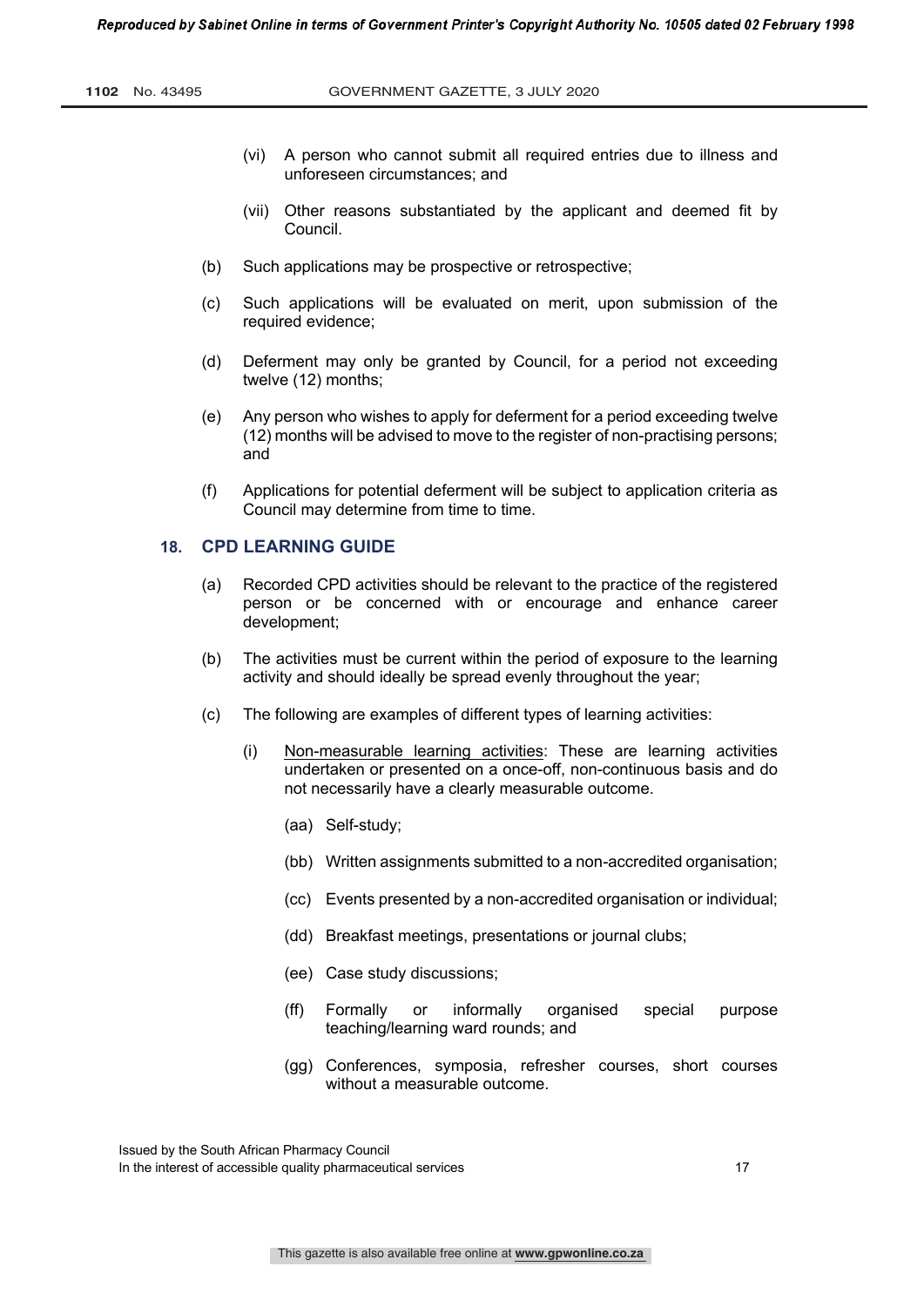(vi) A person who cannot submit all required entries due to illness and unforeseen circumstances; and

(vii) Other reasons substantiated by the applicant and deemed fit by Council.

(b) Such applications may be prospective or retrospective;

(c) Such applications will be evaluated on merit, upon submission of the required evidence;

(d) Deferment may only be granted by Council, for a period not exceeding twelve (12) months;

(e) Any person who wishes to apply for deferment for a period exceeding twelve (12) months will be advised to move to the register of non-practising persons; and

(f) Applications for potential deferment will be subject to application criteria as Council may determine from time to time.

## 18. CPD LEARNING GUIDE

(a) Recorded CPD activities should be relevant to the practice of the registered person or be concerned with or encourage and enhance career development;

(b) The activities must be current within the period of exposure to the learning activity and should ideally be spread evenly throughout the year;

(c) The following are examples of different types of learning activities:

(i) Non-measurable learning activities: These are learning activities undertaken or presented on a once-off, non-continuous basis and do not necessarily have a clearly measurable outcome.

(aa) Self-study;

(bb) Written assignments submitted to a non-accredited organisation;

(cc) Events presented by a non-accredited organisation or individual;

(dd) Breakfast meetings, presentations or journal clubs;

(ee) Case study discussions;

(ff) Formally or informally organised special purpose teaching/learning ward rounds; and

(gg) Conferences, symposia, refresher courses, short courses without a measurable outcome.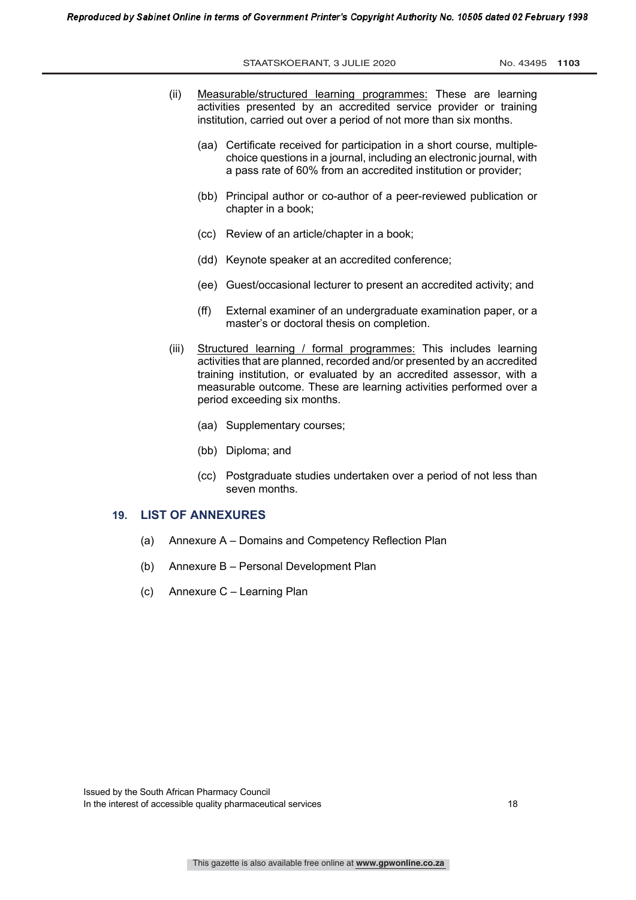(ii) Measurable/structured learning programmes: These are learning activities presented by an accredited service provider or training institution, carried out over a period of not more than six months.

  (aa) Certificate received for participation in a short course, multiple-choice questions in a journal, including an electronic journal, with a pass rate of 60% from an accredited institution or provider;

  (bb) Principal author or co-author of a peer-reviewed publication or chapter in a book;

  (cc) Review of an article/chapter in a book;

  (dd) Keynote speaker at an accredited conference;

  (ee) Guest/occasional lecturer to present an accredited activity; and

  (ff) External examiner of an undergraduate examination paper, or a master's or doctoral thesis on completion.

(iii) Structured learning / formal programmes: This includes learning activities that are planned, recorded and/or presented by an accredited training institution, or evaluated by an accredited assessor, with a measurable outcome. These are learning activities performed over a period exceeding six months.

  (aa) Supplementary courses;

  (bb) Diploma; and

  (cc) Postgraduate studies undertaken over a period of not less than seven months.

## 19. LIST OF ANNEXURES

(a) Annexure A – Domains and Competency Reflection Plan

(b) Annexure B – Personal Development Plan

(c) Annexure C – Learning Plan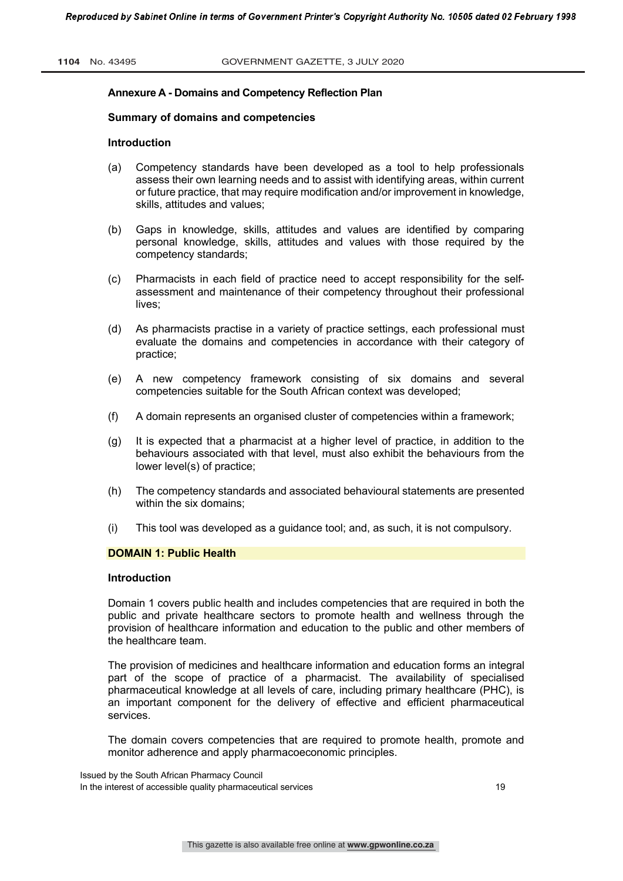## Annexure A - Domains and Competency Reflection Plan

### Summary of domains and competencies

### Introduction

(a) Competency standards have been developed as a tool to help professionals assess their own learning needs and to assist with identifying areas, within current or future practice, that may require modification and/or improvement in knowledge, skills, attitudes and values;

(b) Gaps in knowledge, skills, attitudes and values are identified by comparing personal knowledge, skills, attitudes and values with those required by the competency standards;

(c) Pharmacists in each field of practice need to accept responsibility for the self-assessment and maintenance of their competency throughout their professional lives;

(d) As pharmacists practise in a variety of practice settings, each professional must evaluate the domains and competencies in accordance with their category of practice;

(e) A new competency framework consisting of six domains and several competencies suitable for the South African context was developed;

(f) A domain represents an organised cluster of competencies within a framework;

(g) It is expected that a pharmacist at a higher level of practice, in addition to the behaviours associated with that level, must also exhibit the behaviours from the lower level(s) of practice;

(h) The competency standards and associated behavioural statements are presented within the six domains;

(i) This tool was developed as a guidance tool; and, as such, it is not compulsory.

## DOMAIN 1: Public Health

### Introduction

Domain 1 covers public health and includes competencies that are required in both the public and private healthcare sectors to promote health and wellness through the provision of healthcare information and education to the public and other members of the healthcare team.

The provision of medicines and healthcare information and education forms an integral part of the scope of practice of a pharmacist. The availability of specialised pharmaceutical knowledge at all levels of care, including primary healthcare (PHC), is an important component for the delivery of effective and efficient pharmaceutical services.

The domain covers competencies that are required to promote health, promote and monitor adherence and apply pharmacoeconomic principles.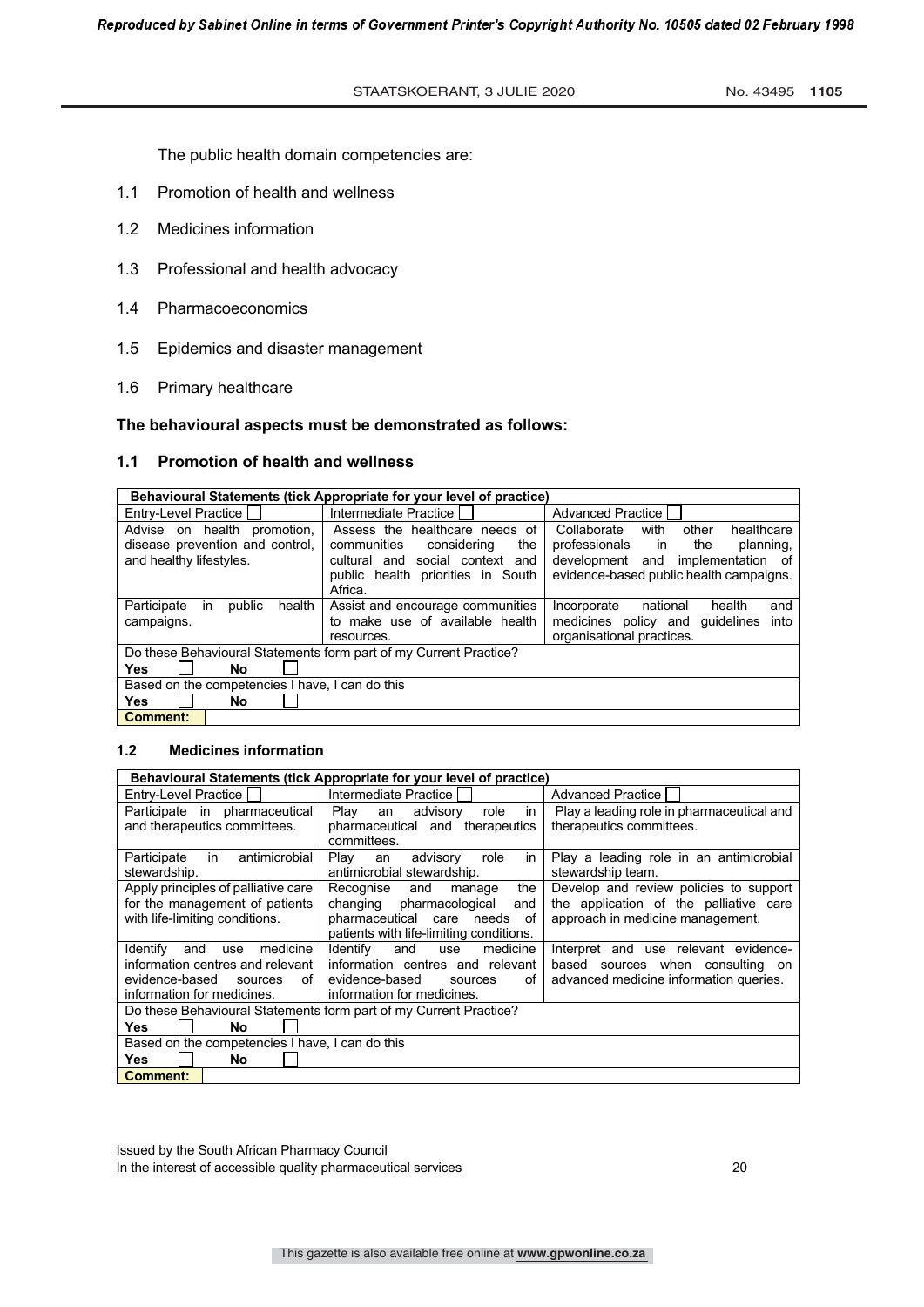The public health domain competencies are:

1.1 Promotion of health and wellness

1.2 Medicines information

1.3 Professional and health advocacy

1.4 Pharmacoeconomics

1.5 Epidemics and disaster management

1.6 Primary healthcare

**The behavioural aspects must be demonstrated as follows:**

### 1.1 Promotion of health and wellness

| **Behavioural Statements (tick Appropriate for your level of practice)** | | |
|---|---|---|
| Entry-Level Practice ☐ | Intermediate Practice ☐ | Advanced Practice ☐ |
| Advise on health promotion, disease prevention and control, and healthy lifestyles. | Assess the healthcare needs of communities considering the cultural and social context and public health priorities in South Africa. | Collaborate with other healthcare professionals in the planning, development and implementation of evidence-based public health campaigns. |
| Participate in public health campaigns. | Assist and encourage communities to make use of available health resources. | Incorporate national health and medicines policy and guidelines into organisational practices. |
| Do these Behavioural Statements form part of my Current Practice? | | |
| **Yes** ☐ **No** ☐ | | |
| Based on the competencies I have, I can do this | | |
| **Yes** ☐ **No** ☐ | | |
| **Comment:** | | |

### 1.2 Medicines information

| **Behavioural Statements (tick Appropriate for your level of practice)** | | |
|---|---|---|
| Entry-Level Practice ☐ | Intermediate Practice ☐ | Advanced Practice ☐ |
| Participate in pharmaceutical and therapeutics committees. | Play an advisory role in pharmaceutical and therapeutics committees. | Play a leading role in pharmaceutical and therapeutics committees. |
| Participate in antimicrobial stewardship. | Play an advisory role in antimicrobial stewardship. | Play a leading role in an antimicrobial stewardship team. |
| Apply principles of palliative care for the management of patients with life-limiting conditions. | Recognise and manage the changing pharmacological and pharmaceutical care needs of patients with life-limiting conditions. | Develop and review policies to support the application of the palliative care approach in medicine management. |
| Identify and use medicine information centres and relevant evidence-based sources of information for medicines. | Identify and use medicine information centres and relevant evidence-based sources of information for medicines. | Interpret and use relevant evidence-based sources when consulting on advanced medicine information queries. |
| Do these Behavioural Statements form part of my Current Practice? | | |
| **Yes** ☐ **No** ☐ | | |
| Based on the competencies I have, I can do this | | |
| **Yes** ☐ **No** ☐ | | |
| **Comment:** | | |

Issued by the South African Pharmacy Council
In the interest of accessible quality pharmaceutical services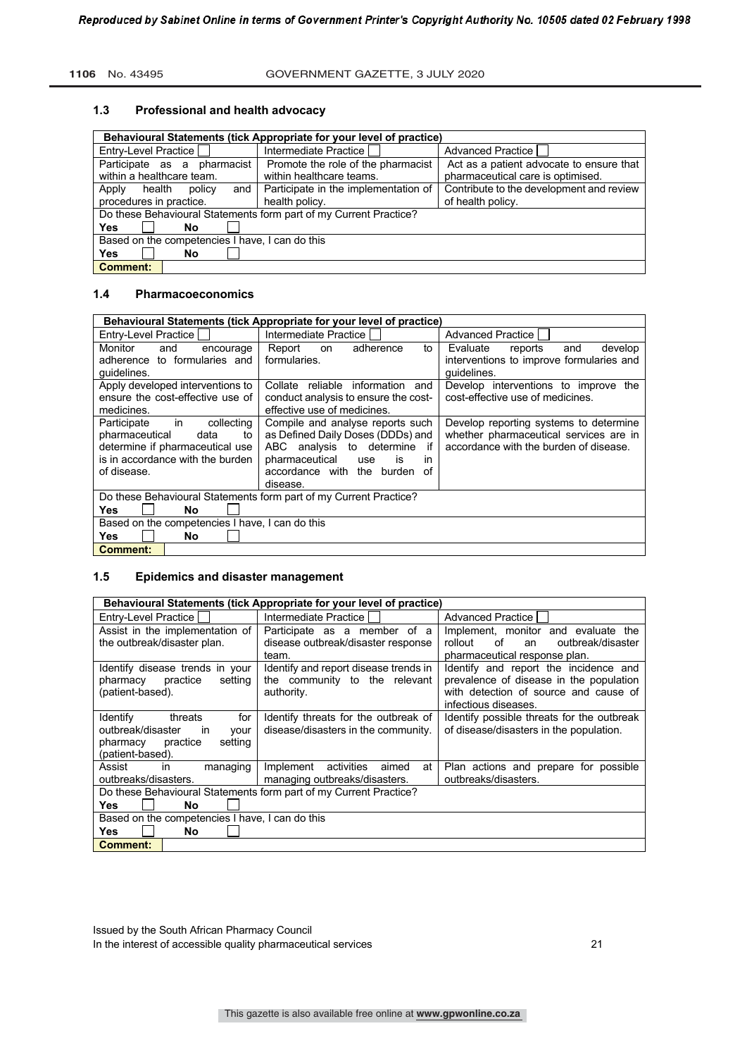### 1.3 Professional and health advocacy

| Behavioural Statements (tick Appropriate for your level of practice) | | |
|---|---|---|
| Entry-Level Practice ☐ | Intermediate Practice ☐ | Advanced Practice ☐ |
| Participate as a pharmacist within a healthcare team. | Promote the role of the pharmacist within healthcare teams. | Act as a patient advocate to ensure that pharmaceutical care is optimised. |
| Apply health policy and procedures in practice. | Participate in the implementation of health policy. | Contribute to the development and review of health policy. |
| Do these Behavioural Statements form part of my Current Practice? | | |
| **Yes** ☐ **No** ☐ | | |
| Based on the competencies I have, I can do this | | |
| **Yes** ☐ **No** ☐ | | |
| **Comment:** | | |

### 1.4 Pharmacoeconomics

| Behavioural Statements (tick Appropriate for your level of practice) | | |
|---|---|---|
| Entry-Level Practice ☐ | Intermediate Practice ☐ | Advanced Practice ☐ |
| Monitor and encourage adherence to formularies and guidelines. | Report on adherence to formularies. | Evaluate reports and develop interventions to improve formularies and guidelines. |
| Apply developed interventions to ensure the cost-effective use of medicines. | Collate reliable information and conduct analysis to ensure the cost-effective use of medicines. | Develop interventions to improve the cost-effective use of medicines. |
| Participate in collecting pharmaceutical data to determine if pharmaceutical use is in accordance with the burden of disease. | Compile and analyse reports such as Defined Daily Doses (DDDs) and ABC analysis to determine if pharmaceutical use is in accordance with the burden of disease. | Develop reporting systems to determine whether pharmaceutical services are in accordance with the burden of disease. |
| Do these Behavioural Statements form part of my Current Practice? | | |
| **Yes** ☐ **No** ☐ | | |
| Based on the competencies I have, I can do this | | |
| **Yes** ☐ **No** ☐ | | |
| **Comment:** | | |

### 1.5 Epidemics and disaster management

| Behavioural Statements (tick Appropriate for your level of practice) | | |
|---|---|---|
| Entry-Level Practice ☐ | Intermediate Practice ☐ | Advanced Practice ☐ |
| Assist in the implementation of the outbreak/disaster plan. | Participate as a member of a disease outbreak/disaster response team. | Implement, monitor and evaluate the rollout of an outbreak/disaster pharmaceutical response plan. |
| Identify disease trends in your pharmacy practice setting (patient-based). | Identify and report disease trends in the community to the relevant authority. | Identify and report the incidence and prevalence of disease in the population with detection of source and cause of infectious diseases. |
| Identify threats for outbreak/disaster in your pharmacy practice setting (patient-based). | Identify threats for the outbreak of disease/disasters in the community. | Identify possible threats for the outbreak of disease/disasters in the population. |
| Assist in managing outbreaks/disasters. | Implement activities aimed at managing outbreaks/disasters. | Plan actions and prepare for possible outbreaks/disasters. |
| Do these Behavioural Statements form part of my Current Practice? | | |
| **Yes** ☐ **No** ☐ | | |
| Based on the competencies I have, I can do this | | |
| **Yes** ☐ **No** ☐ | | |
| **Comment:** | | |

Issued by the South African Pharmacy Council
In the interest of accessible quality pharmaceutical services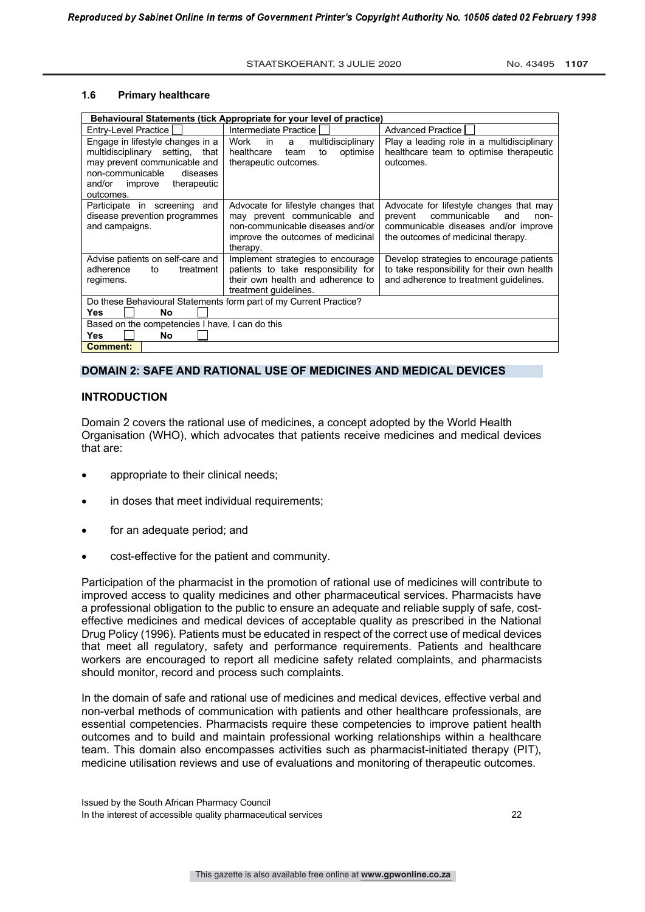### 1.6 Primary healthcare

| Behavioural Statements (tick Appropriate for your level of practice) | | |
|---|---|---|
| Entry-Level Practice ☐ | Intermediate Practice ☐ | Advanced Practice ☐ |
| Engage in lifestyle changes in a multidisciplinary setting, that may prevent communicable and non-communicable diseases and/or improve therapeutic outcomes. | Work in a multidisciplinary healthcare team to optimise therapeutic outcomes. | Play a leading role in a multidisciplinary healthcare team to optimise therapeutic outcomes. |
| Participate in screening and disease prevention programmes and campaigns. | Advocate for lifestyle changes that may prevent communicable and non-communicable diseases and/or improve the outcomes of medicinal therapy. | Advocate for lifestyle changes that may prevent communicable and non-communicable diseases and/or improve the outcomes of medicinal therapy. |
| Advise patients on self-care and adherence to treatment regimens. | Implement strategies to encourage patients to take responsibility for their own health and adherence to treatment guidelines. | Develop strategies to encourage patients to take responsibility for their own health and adherence to treatment guidelines. |
| Do these Behavioural Statements form part of my Current Practice? **Yes** ☐ **No** ☐ | | |
| Based on the competencies I have, I can do this **Yes** ☐ **No** ☐ | | |
| **Comment:** | | |

## DOMAIN 2: SAFE AND RATIONAL USE OF MEDICINES AND MEDICAL DEVICES

### INTRODUCTION

Domain 2 covers the rational use of medicines, a concept adopted by the World Health Organisation (WHO), which advocates that patients receive medicines and medical devices that are:

- appropriate to their clinical needs;
- in doses that meet individual requirements;
- for an adequate period; and
- cost-effective for the patient and community.

Participation of the pharmacist in the promotion of rational use of medicines will contribute to improved access to quality medicines and other pharmaceutical services. Pharmacists have a professional obligation to the public to ensure an adequate and reliable supply of safe, cost-effective medicines and medical devices of acceptable quality as prescribed in the National Drug Policy (1996). Patients must be educated in respect of the correct use of medical devices that meet all regulatory, safety and performance requirements. Patients and healthcare workers are encouraged to report all medicine safety related complaints, and pharmacists should monitor, record and process such complaints.

In the domain of safe and rational use of medicines and medical devices, effective verbal and non-verbal methods of communication with patients and other healthcare professionals, are essential competencies. Pharmacists require these competencies to improve patient health outcomes and to build and maintain professional working relationships within a healthcare team. This domain also encompasses activities such as pharmacist-initiated therapy (PIT), medicine utilisation reviews and use of evaluations and monitoring of therapeutic outcomes.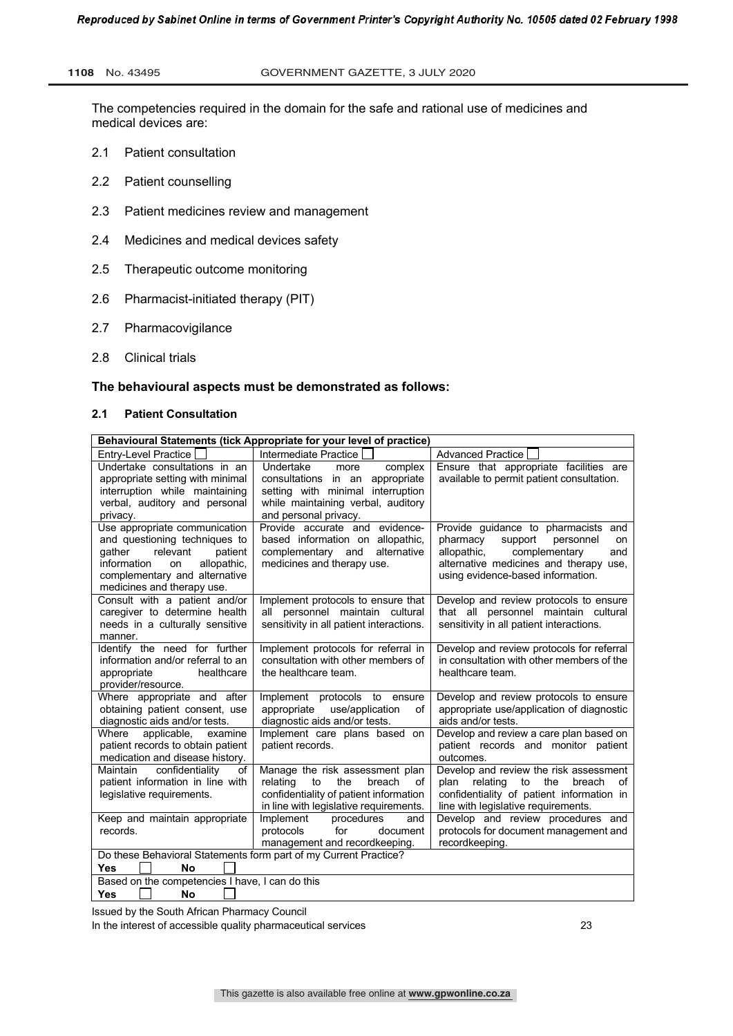The competencies required in the domain for the safe and rational use of medicines and medical devices are:

2.1 Patient consultation

2.2 Patient counselling

2.3 Patient medicines review and management

2.4 Medicines and medical devices safety

2.5 Therapeutic outcome monitoring

2.6 Pharmacist-initiated therapy (PIT)

2.7 Pharmacovigilance

2.8 Clinical trials

**The behavioural aspects must be demonstrated as follows:**

### 2.1 Patient Consultation

| **Behavioural Statements (tick Appropriate for your level of practice)** | | |
|---|---|---|
| Entry-Level Practice ☐ | Intermediate Practice ☐ | Advanced Practice ☐ |
| Undertake consultations in an appropriate setting with minimal interruption while maintaining verbal, auditory and personal privacy. | Undertake more complex consultations in an appropriate setting with minimal interruption while maintaining verbal, auditory and personal privacy. | Ensure that appropriate facilities are available to permit patient consultation. |
| Use appropriate communication and questioning techniques to gather relevant patient information on allopathic, complementary and alternative medicines and therapy use. | Provide accurate and evidence-based information on allopathic, complementary and alternative medicines and therapy use. | Provide guidance to pharmacists and pharmacy support personnel on allopathic, complementary and alternative medicines and therapy use, using evidence-based information. |
| Consult with a patient and/or caregiver to determine health needs in a culturally sensitive manner. | Implement protocols to ensure that all personnel maintain cultural sensitivity in all patient interactions. | Develop and review protocols to ensure that all personnel maintain cultural sensitivity in all patient interactions. |
| Identify the need for further information and/or referral to an appropriate healthcare provider/resource. | Implement protocols for referral in consultation with other members of the healthcare team. | Develop and review protocols for referral in consultation with other members of the healthcare team. |
| Where appropriate and after obtaining patient consent, use diagnostic aids and/or tests. | Implement protocols to ensure appropriate use/application of diagnostic aids and/or tests. | Develop and review protocols to ensure appropriate use/application of diagnostic aids and/or tests. |
| Where applicable, examine patient records to obtain patient medication and disease history. | Implement care plans based on patient records. | Develop and review a care plan based on patient records and monitor patient outcomes. |
| Maintain confidentiality of patient information in line with legislative requirements. | Manage the risk assessment plan relating to the breach of confidentiality of patient information in line with legislative requirements. | Develop and review the risk assessment plan relating to the breach of confidentiality of patient information in line with legislative requirements. |
| Keep and maintain appropriate records. | Implement procedures and protocols for document management and recordkeeping. | Develop and review procedures and protocols for document management and recordkeeping. |
| Do these Behavioral Statements form part of my Current Practice? **Yes** ☐ **No** ☐ | | |
| Based on the competencies I have, I can do this **Yes** ☐ **No** ☐ | | |

Issued by the South African Pharmacy Council
In the interest of accessible quality pharmaceutical services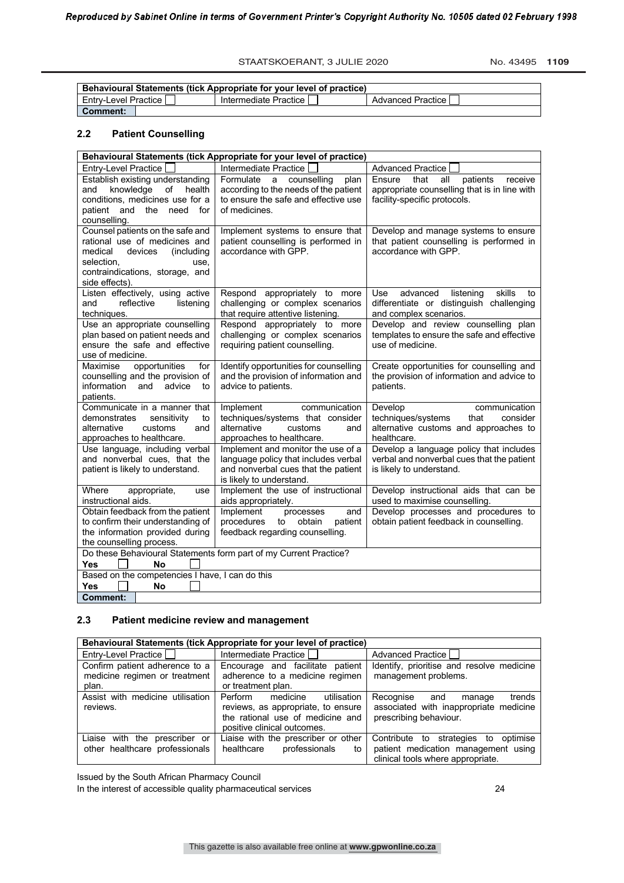| Behavioural Statements (tick Appropriate for your level of practice) | | |
|---|---|---|
| Entry-Level Practice ☐ | Intermediate Practice ☐ | Advanced Practice ☐ |
| **Comment:** | | |

## 2.2 Patient Counselling

| Behavioural Statements (tick Appropriate for your level of practice) | | |
|---|---|---|
| Entry-Level Practice ☐ | Intermediate Practice ☐ | Advanced Practice ☐ |
| Establish existing understanding and knowledge of health conditions, medicines use for a patient and the need for counselling. | Formulate a counselling plan according to the needs of the patient to ensure the safe and effective use of medicines. | Ensure that all patients receive appropriate counselling that is in line with facility-specific protocols. |
| Counsel patients on the safe and rational use of medicines and medical devices (including selection, use, contraindications, storage, and side effects). | Implement systems to ensure that patient counselling is performed in accordance with GPP. | Develop and manage systems to ensure that patient counselling is performed in accordance with GPP. |
| Listen effectively, using active and reflective listening techniques. | Respond appropriately to more challenging or complex scenarios that require attentive listening. | Use advanced listening skills to differentiate or distinguish challenging and complex scenarios. |
| Use an appropriate counselling plan based on patient needs and ensure the safe and effective use of medicine. | Respond appropriately to more challenging or complex scenarios requiring patient counselling. | Develop and review counselling plan templates to ensure the safe and effective use of medicine. |
| Maximise opportunities for counselling and the provision of information and advice to patients. | Identify opportunities for counselling and the provision of information and advice to patients. | Create opportunities for counselling and the provision of information and advice to patients. |
| Communicate in a manner that demonstrates sensitivity to alternative customs and approaches to healthcare. | Implement communication techniques/systems that consider alternative customs and approaches to healthcare. | Develop communication techniques/systems that consider alternative customs and approaches to healthcare. |
| Use language, including verbal and nonverbal cues, that the patient is likely to understand. | Implement and monitor the use of a language policy that includes verbal and nonverbal cues that the patient is likely to understand. | Develop a language policy that includes verbal and nonverbal cues that the patient is likely to understand. |
| Where appropriate, use instructional aids. | Implement the use of instructional aids appropriately. | Develop instructional aids that can be used to maximise counselling. |
| Obtain feedback from the patient to confirm their understanding of the information provided during the counselling process. | Implement processes and procedures to obtain patient feedback regarding counselling. | Develop processes and procedures to obtain patient feedback in counselling. |
| Do these Behavioural Statements form part of my Current Practice? **Yes** ☐ **No** ☐ | | |
| Based on the competencies I have, I can do this **Yes** ☐ **No** ☐ | | |
| **Comment:** | | |

## 2.3 Patient medicine review and management

| Behavioural Statements (tick Appropriate for your level of practice) | | |
|---|---|---|
| Entry-Level Practice ☐ | Intermediate Practice ☐ | Advanced Practice ☐ |
| Confirm patient adherence to a medicine regimen or treatment plan. | Encourage and facilitate patient adherence to a medicine regimen or treatment plan. | Identify, prioritise and resolve medicine management problems. |
| Assist with medicine utilisation reviews. | Perform medicine utilisation reviews, as appropriate, to ensure the rational use of medicine and positive clinical outcomes. | Recognise and manage trends associated with inappropriate medicine prescribing behaviour. |
| Liaise with the prescriber or other healthcare professionals | Liaise with the prescriber or other healthcare professionals to | Contribute to strategies to optimise patient medication management using clinical tools where appropriate. |

Issued by the South African Pharmacy Council
In the interest of accessible quality pharmaceutical services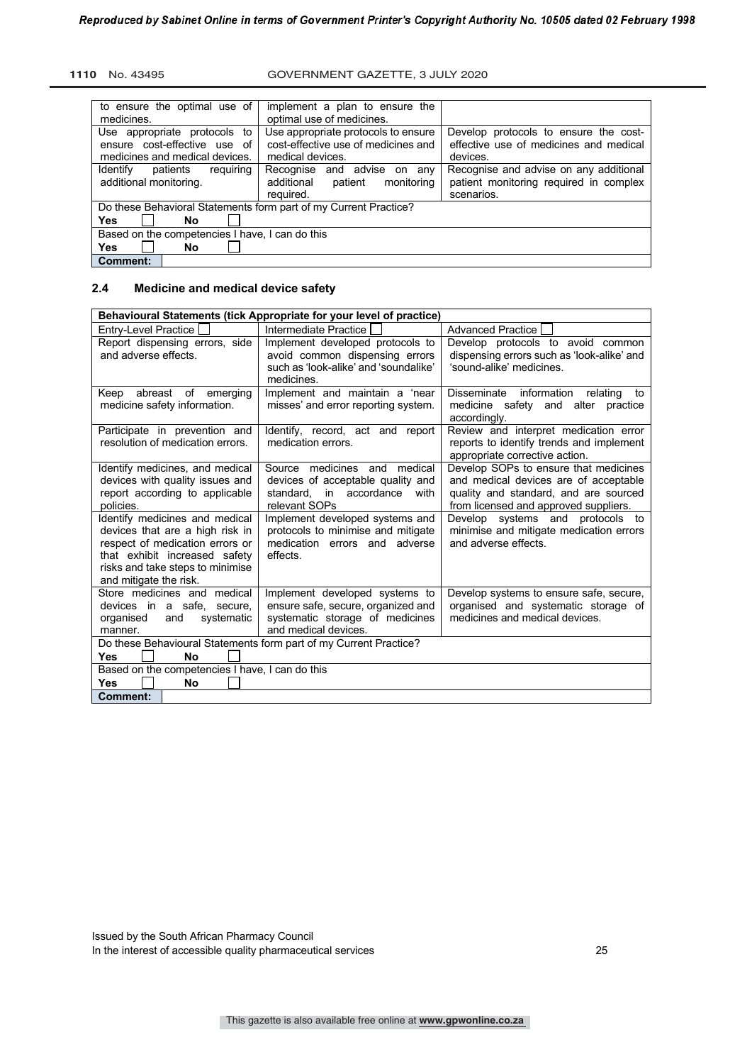| | | |
|---|---|---|
| to ensure the optimal use of medicines. | implement a plan to ensure the optimal use of medicines. | |
| Use appropriate protocols to ensure cost-effective use of medicines and medical devices. | Use appropriate protocols to ensure cost-effective use of medicines and medical devices. | Develop protocols to ensure the cost-effective use of medicines and medical devices. |
| Identify patients requiring additional monitoring. | Recognise and advise on any additional patient monitoring required. | Recognise and advise on any additional patient monitoring required in complex scenarios. |
| Do these Behavioral Statements form part of my Current Practice? | | |
| **Yes** ☐ **No** ☐ | | |
| Based on the competencies I have, I can do this | | |
| **Yes** ☐ **No** ☐ | | |
| **Comment:** | | |

## 2.4 Medicine and medical device safety

| **Behavioural Statements (tick Appropriate for your level of practice)** | | |
|---|---|---|
| Entry-Level Practice ☐ | Intermediate Practice ☐ | Advanced Practice ☐ |
| Report dispensing errors, side and adverse effects. | Implement developed protocols to avoid common dispensing errors such as 'look-alike' and 'soundalike' medicines. | Develop protocols to avoid common dispensing errors such as 'look-alike' and 'sound-alike' medicines. |
| Keep abreast of emerging medicine safety information. | Implement and maintain a 'near misses' and error reporting system. | Disseminate information relating to medicine safety and alter practice accordingly. |
| Participate in prevention and resolution of medication errors. | Identify, record, act and report medication errors. | Review and interpret medication error reports to identify trends and implement appropriate corrective action. |
| Identify medicines, and medical devices with quality issues and report according to applicable policies. | Source medicines and medical devices of acceptable quality and standard, in accordance with relevant SOPs | Develop SOPs to ensure that medicines and medical devices are of acceptable quality and standard, and are sourced from licensed and approved suppliers. |
| Identify medicines and medical devices that are a high risk in respect of medication errors or that exhibit increased safety risks and take steps to minimise and mitigate the risk. | Implement developed systems and protocols to minimise and mitigate medication errors and adverse effects. | Develop systems and protocols to minimise and mitigate medication errors and adverse effects. |
| Store medicines and medical devices in a safe, secure, organised and systematic manner. | Implement developed systems to ensure safe, secure, organized and systematic storage of medicines and medical devices. | Develop systems to ensure safe, secure, organised and systematic storage of medicines and medical devices. |
| Do these Behavioural Statements form part of my Current Practice? | | |
| **Yes** ☐ **No** ☐ | | |
| Based on the competencies I have, I can do this | | |
| **Yes** ☐ **No** ☐ | | |
| **Comment:** | | |

Issued by the South African Pharmacy Council
In the interest of accessible quality pharmaceutical services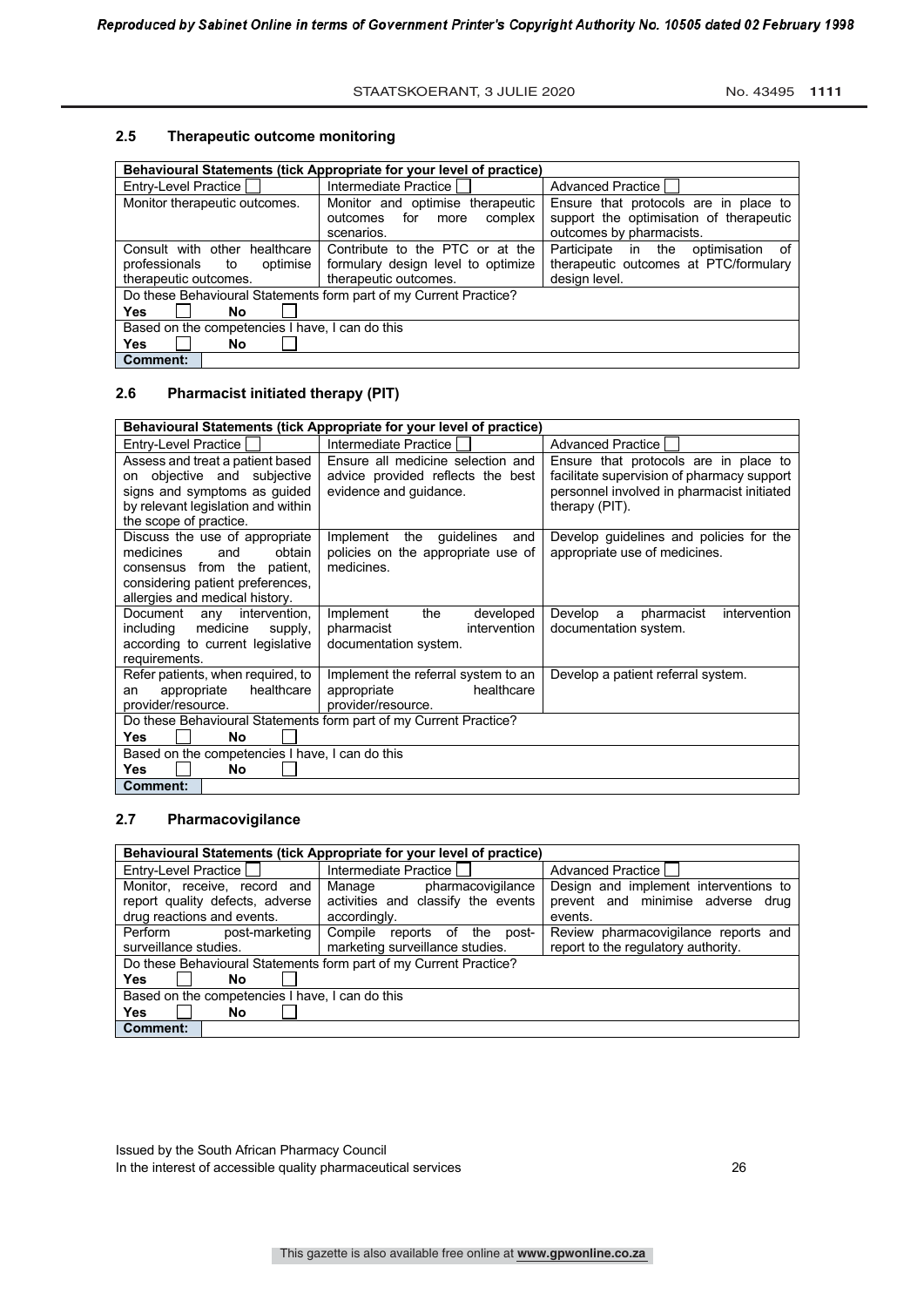## 2.5 Therapeutic outcome monitoring

| Behavioural Statements (tick Appropriate for your level of practice) | | |
|---|---|---|
| Entry-Level Practice ☐ | Intermediate Practice ☐ | Advanced Practice ☐ |
| Monitor therapeutic outcomes. | Monitor and optimise therapeutic outcomes for more complex scenarios. | Ensure that protocols are in place to support the optimisation of therapeutic outcomes by pharmacists. |
| Consult with other healthcare professionals to optimise therapeutic outcomes. | Contribute to the PTC or at the formulary design level to optimize therapeutic outcomes. | Participate in the optimisation of therapeutic outcomes at PTC/formulary design level. |
| Do these Behavioural Statements form part of my Current Practice? Yes ☐ No ☐ | | |
| Based on the competencies I have, I can do this Yes ☐ No ☐ | | |
| **Comment:** | | |

## 2.6 Pharmacist initiated therapy (PIT)

| Behavioural Statements (tick Appropriate for your level of practice) | | |
|---|---|---|
| Entry-Level Practice ☐ | Intermediate Practice ☐ | Advanced Practice ☐ |
| Assess and treat a patient based on objective and subjective signs and symptoms as guided by relevant legislation and within the scope of practice. | Ensure all medicine selection and advice provided reflects the best evidence and guidance. | Ensure that protocols are in place to facilitate supervision of pharmacy support personnel involved in pharmacist initiated therapy (PIT). |
| Discuss the use of appropriate medicines and obtain consensus from the patient, considering patient preferences, allergies and medical history. | Implement the guidelines and policies on the appropriate use of medicines. | Develop guidelines and policies for the appropriate use of medicines. |
| Document any intervention, including medicine supply, according to current legislative requirements. | Implement the developed pharmacist intervention documentation system. | Develop a pharmacist intervention documentation system. |
| Refer patients, when required, to an appropriate healthcare provider/resource. | Implement the referral system to an appropriate healthcare provider/resource. | Develop a patient referral system. |
| Do these Behavioural Statements form part of my Current Practice? Yes ☐ No ☐ | | |
| Based on the competencies I have, I can do this Yes ☐ No ☐ | | |
| **Comment:** | | |

## 2.7 Pharmacovigilance

| Behavioural Statements (tick Appropriate for your level of practice) | | |
|---|---|---|
| Entry-Level Practice ☐ | Intermediate Practice ☐ | Advanced Practice ☐ |
| Monitor, receive, record and report quality defects, adverse drug reactions and events. | Manage pharmacovigilance activities and classify the events accordingly. | Design and implement interventions to prevent and minimise adverse drug events. |
| Perform post-marketing surveillance studies. | Compile reports of the post-marketing surveillance studies. | Review pharmacovigilance reports and report to the regulatory authority. |
| Do these Behavioural Statements form part of my Current Practice? Yes ☐ No ☐ | | |
| Based on the competencies I have, I can do this Yes ☐ No ☐ | | |
| **Comment:** | | |

Issued by the South African Pharmacy Council
In the interest of accessible quality pharmaceutical services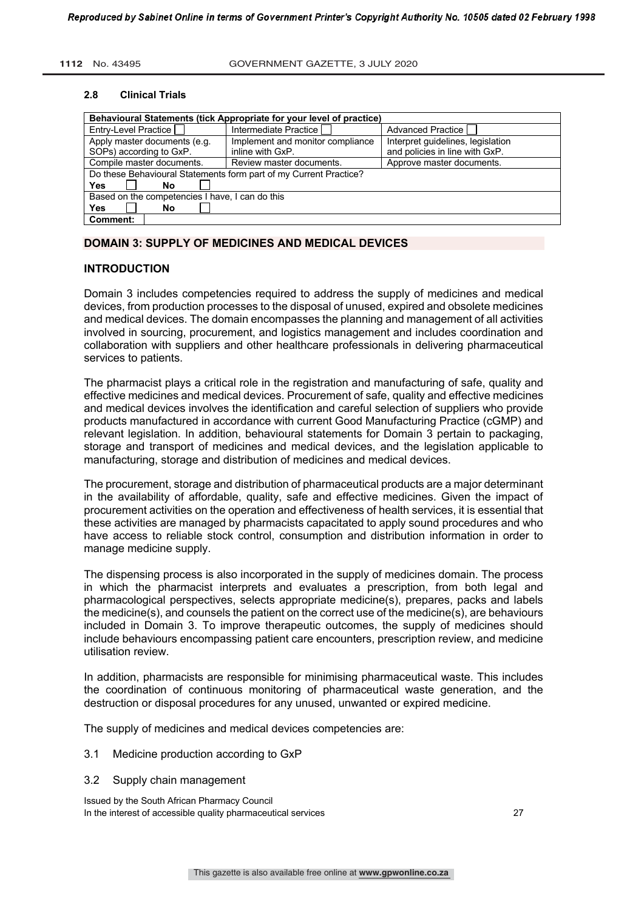### 2.8 Clinical Trials

| Behavioural Statements (tick Appropriate for your level of practice) | | |
|---|---|---|
| Entry-Level Practice ☐ | Intermediate Practice ☐ | Advanced Practice ☐ |
| Apply master documents (e.g. SOPs) according to GxP. | Implement and monitor compliance inline with GxP. | Interpret guidelines, legislation and policies in line with GxP. |
| Compile master documents. | Review master documents. | Approve master documents. |
| Do these Behavioural Statements form part of my Current Practice? | | |
| **Yes** ☐ **No** ☐ | | |
| Based on the competencies I have, I can do this | | |
| **Yes** ☐ **No** ☐ | | |
| **Comment:** | | |

## DOMAIN 3: SUPPLY OF MEDICINES AND MEDICAL DEVICES

### INTRODUCTION

Domain 3 includes competencies required to address the supply of medicines and medical devices, from production processes to the disposal of unused, expired and obsolete medicines and medical devices. The domain encompasses the planning and management of all activities involved in sourcing, procurement, and logistics management and includes coordination and collaboration with suppliers and other healthcare professionals in delivering pharmaceutical services to patients.

The pharmacist plays a critical role in the registration and manufacturing of safe, quality and effective medicines and medical devices. Procurement of safe, quality and effective medicines and medical devices involves the identification and careful selection of suppliers who provide products manufactured in accordance with current Good Manufacturing Practice (cGMP) and relevant legislation. In addition, behavioural statements for Domain 3 pertain to packaging, storage and transport of medicines and medical devices, and the legislation applicable to manufacturing, storage and distribution of medicines and medical devices.

The procurement, storage and distribution of pharmaceutical products are a major determinant in the availability of affordable, quality, safe and effective medicines. Given the impact of procurement activities on the operation and effectiveness of health services, it is essential that these activities are managed by pharmacists capacitated to apply sound procedures and who have access to reliable stock control, consumption and distribution information in order to manage medicine supply.

The dispensing process is also incorporated in the supply of medicines domain. The process in which the pharmacist interprets and evaluates a prescription, from both legal and pharmacological perspectives, selects appropriate medicine(s), prepares, packs and labels the medicine(s), and counsels the patient on the correct use of the medicine(s), are behaviours included in Domain 3. To improve therapeutic outcomes, the supply of medicines should include behaviours encompassing patient care encounters, prescription review, and medicine utilisation review.

In addition, pharmacists are responsible for minimising pharmaceutical waste. This includes the coordination of continuous monitoring of pharmaceutical waste generation, and the destruction or disposal procedures for any unused, unwanted or expired medicine.

The supply of medicines and medical devices competencies are:

3.1 Medicine production according to GxP

3.2 Supply chain management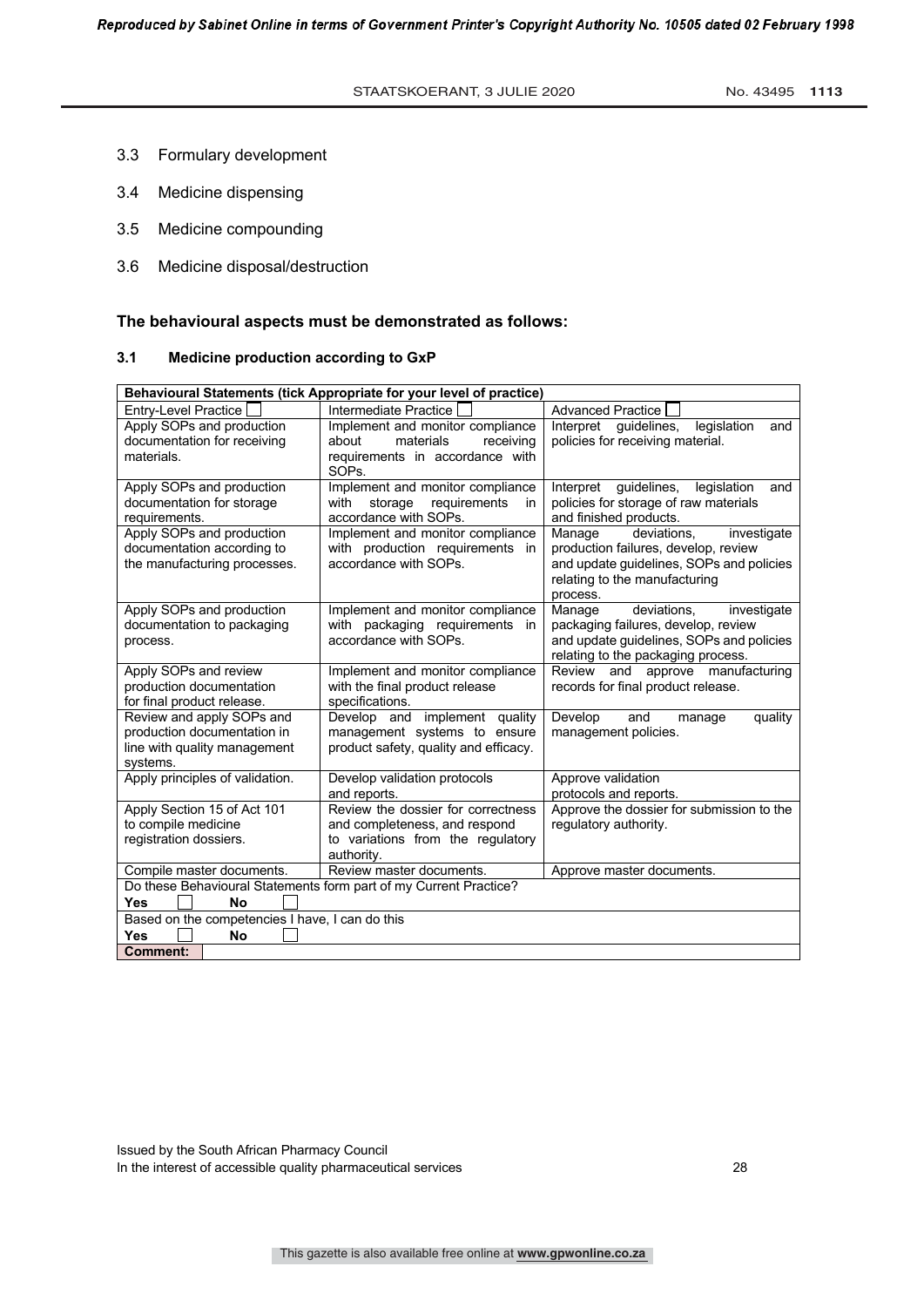3.3 Formulary development

3.4 Medicine dispensing

3.5 Medicine compounding

3.6 Medicine disposal/destruction

**The behavioural aspects must be demonstrated as follows:**

### 3.1 Medicine production according to GxP

| **Behavioural Statements (tick Appropriate for your level of practice)** | | |
|---|---|---|
| Entry-Level Practice ☐ | Intermediate Practice ☐ | Advanced Practice ☐ |
| Apply SOPs and production documentation for receiving materials. | Implement and monitor compliance about materials receiving requirements in accordance with SOPs. | Interpret guidelines, legislation and policies for receiving material. |
| Apply SOPs and production documentation for storage requirements. | Implement and monitor compliance with storage requirements in accordance with SOPs. | Interpret guidelines, legislation and policies for storage of raw materials and finished products. |
| Apply SOPs and production documentation according to the manufacturing processes. | Implement and monitor compliance with production requirements in accordance with SOPs. | Manage deviations, investigate production failures, develop, review and update guidelines, SOPs and policies relating to the manufacturing process. |
| Apply SOPs and production documentation to packaging process. | Implement and monitor compliance with packaging requirements in accordance with SOPs. | Manage deviations, investigate packaging failures, develop, review and update guidelines, SOPs and policies relating to the packaging process. |
| Apply SOPs and review production documentation for final product release. | Implement and monitor compliance with the final product release specifications. | Review and approve manufacturing records for final product release. |
| Review and apply SOPs and production documentation in line with quality management systems. | Develop and implement quality management systems to ensure product safety, quality and efficacy. | Develop and manage quality management policies. |
| Apply principles of validation. | Develop validation protocols and reports. | Approve validation protocols and reports. |
| Apply Section 15 of Act 101 to compile medicine registration dossiers. | Review the dossier for correctness and completeness, and respond to variations from the regulatory authority. | Approve the dossier for submission to the regulatory authority. |
| Compile master documents. | Review master documents. | Approve master documents. |
| Do these Behavioural Statements form part of my Current Practice?<br>**Yes** ☐ **No** ☐ | | |
| Based on the competencies I have, I can do this<br>**Yes** ☐ **No** ☐ | | |
| **Comment:** | | |

Issued by the South African Pharmacy Council
In the interest of accessible quality pharmaceutical services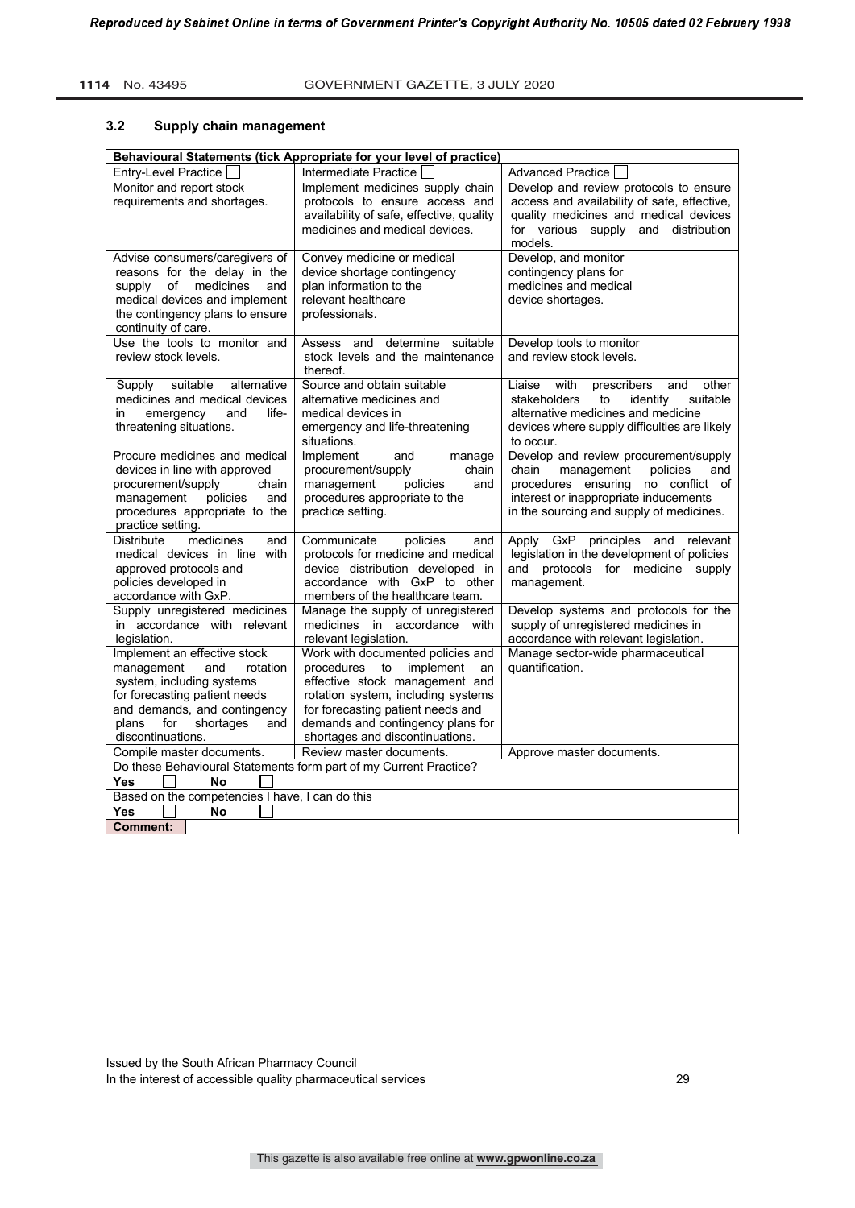## 3.2 Supply chain management

| Behavioural Statements (tick Appropriate for your level of practice) | | |
|---|---|---|
| Entry-Level Practice ☐ | Intermediate Practice ☐ | Advanced Practice ☐ |
| Monitor and report stock requirements and shortages. | Implement medicines supply chain protocols to ensure access and availability of safe, effective, quality medicines and medical devices. | Develop and review protocols to ensure access and availability of safe, effective, quality medicines and medical devices for various supply and distribution models. |
| Advise consumers/caregivers of reasons for the delay in the supply of medicines and medical devices and implement the contingency plans to ensure continuity of care. | Convey medicine or medical device shortage contingency plan information to the relevant healthcare professionals. | Develop, and monitor contingency plans for medicines and medical device shortages. |
| Use the tools to monitor and review stock levels. | Assess and determine suitable stock levels and the maintenance thereof. | Develop tools to monitor and review stock levels. |
| Supply suitable alternative medicines and medical devices in emergency and life-threatening situations. | Source and obtain suitable alternative medicines and medical devices in emergency and life-threatening situations. | Liaise with prescribers and other stakeholders to identify suitable alternative medicines and medicine devices where supply difficulties are likely to occur. |
| Procure medicines and medical devices in line with approved procurement/supply chain management policies and procedures appropriate to the practice setting. | Implement and manage procurement/supply chain management policies and procedures appropriate to the practice setting. | Develop and review procurement/supply chain management policies and procedures ensuring no conflict of interest or inappropriate inducements in the sourcing and supply of medicines. |
| Distribute medicines and medical devices in line with approved protocols and policies developed in accordance with GxP. | Communicate policies and protocols for medicine and medical device distribution developed in accordance with GxP to other members of the healthcare team. | Apply GxP principles and relevant legislation in the development of policies and protocols for medicine supply management. |
| Supply unregistered medicines in accordance with relevant legislation. | Manage the supply of unregistered medicines in accordance with relevant legislation. | Develop systems and protocols for the supply of unregistered medicines in accordance with relevant legislation. |
| Implement an effective stock management and rotation system, including systems for forecasting patient needs and demands, and contingency plans for shortages and discontinuations. | Work with documented policies and procedures to implement an effective stock management and rotation system, including systems for forecasting patient needs and demands and contingency plans for shortages and discontinuations. | Manage sector-wide pharmaceutical quantification. |
| Compile master documents. | Review master documents. | Approve master documents. |
| Do these Behavioural Statements form part of my Current Practice? **Yes** ☐ **No** ☐ | | |
| Based on the competencies I have, I can do this **Yes** ☐ **No** ☐ | | |
| **Comment:** | | |

Issued by the South African Pharmacy Council
In the interest of accessible quality pharmaceutical services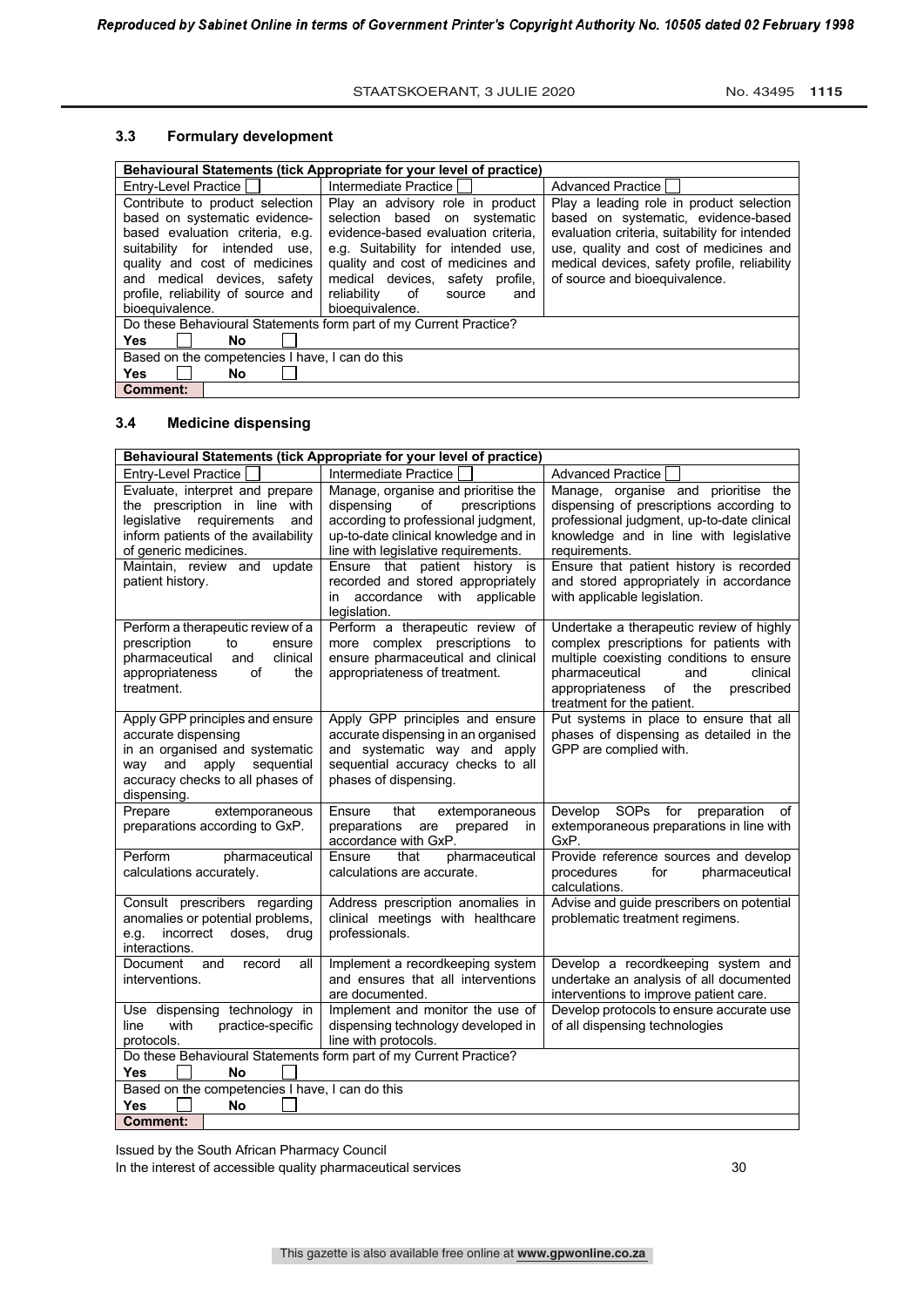### 3.3 Formulary development

| Behavioural Statements (tick Appropriate for your level of practice) | | |
|---|---|---|
| Entry-Level Practice ☐ | Intermediate Practice ☐ | Advanced Practice ☐ |
| Contribute to product selection based on systematic evidence-based evaluation criteria, e.g. suitability for intended use, quality and cost of medicines and medical devices, safety profile, reliability of source and bioequivalence. | Play an advisory role in product selection based on systematic evidence-based evaluation criteria, e.g. Suitability for intended use, quality and cost of medicines and medical devices, safety profile, reliability of source and bioequivalence. | Play a leading role in product selection based on systematic, evidence-based evaluation criteria, suitability for intended use, quality and cost of medicines and medical devices, safety profile, reliability of source and bioequivalence. |
| Do these Behavioural Statements form part of my Current Practice? | | |
| **Yes** ☐ **No** ☐ | | |
| Based on the competencies I have, I can do this | | |
| **Yes** ☐ **No** ☐ | | |
| **Comment:** | | |

### 3.4 Medicine dispensing

| Behavioural Statements (tick Appropriate for your level of practice) | | |
|---|---|---|
| Entry-Level Practice ☐ | Intermediate Practice ☐ | Advanced Practice ☐ |
| Evaluate, interpret and prepare the prescription in line with legislative requirements and inform patients of the availability of generic medicines. | Manage, organise and prioritise the dispensing of prescriptions according to professional judgment, up-to-date clinical knowledge and in line with legislative requirements. | Manage, organise and prioritise the dispensing of prescriptions according to professional judgment, up-to-date clinical knowledge and in line with legislative requirements. |
| Maintain, review and update patient history. | Ensure that patient history is recorded and stored appropriately in accordance with applicable legislation. | Ensure that patient history is recorded and stored appropriately in accordance with applicable legislation. |
| Perform a therapeutic review of a prescription to ensure pharmaceutical and clinical appropriateness of the treatment. | Perform a therapeutic review of more complex prescriptions to ensure pharmaceutical and clinical appropriateness of treatment. | Undertake a therapeutic review of highly complex prescriptions for patients with multiple coexisting conditions to ensure pharmaceutical and clinical appropriateness of the prescribed treatment for the patient. |
| Apply GPP principles and ensure accurate dispensing in an organised and systematic way and apply sequential accuracy checks to all phases of dispensing. | Apply GPP principles and ensure accurate dispensing in an organised and systematic way and apply sequential accuracy checks to all phases of dispensing. | Put systems in place to ensure that all phases of dispensing as detailed in the GPP are complied with. |
| Prepare extemporaneous preparations according to GxP. | Ensure that extemporaneous preparations are prepared in accordance with GxP. | Develop SOPs for preparation of extemporaneous preparations in line with GxP. |
| Perform pharmaceutical calculations accurately. | Ensure that pharmaceutical calculations are accurate. | Provide reference sources and develop procedures for pharmaceutical calculations. |
| Consult prescribers regarding anomalies or potential problems, e.g. incorrect doses, drug interactions. | Address prescription anomalies in clinical meetings with healthcare professionals. | Advise and guide prescribers on potential problematic treatment regimens. |
| Document and record all interventions. | Implement a recordkeeping system and ensures that all interventions are documented. | Develop a recordkeeping system and undertake an analysis of all documented interventions to improve patient care. |
| Use dispensing technology in line with practice-specific protocols. | Implement and monitor the use of dispensing technology developed in line with protocols. | Develop protocols to ensure accurate use of all dispensing technologies |
| Do these Behavioural Statements form part of my Current Practice? | | |
| **Yes** ☐ **No** ☐ | | |
| Based on the competencies I have, I can do this | | |
| **Yes** ☐ **No** ☐ | | |
| **Comment:** | | |

Issued by the South African Pharmacy Council
In the interest of accessible quality pharmaceutical services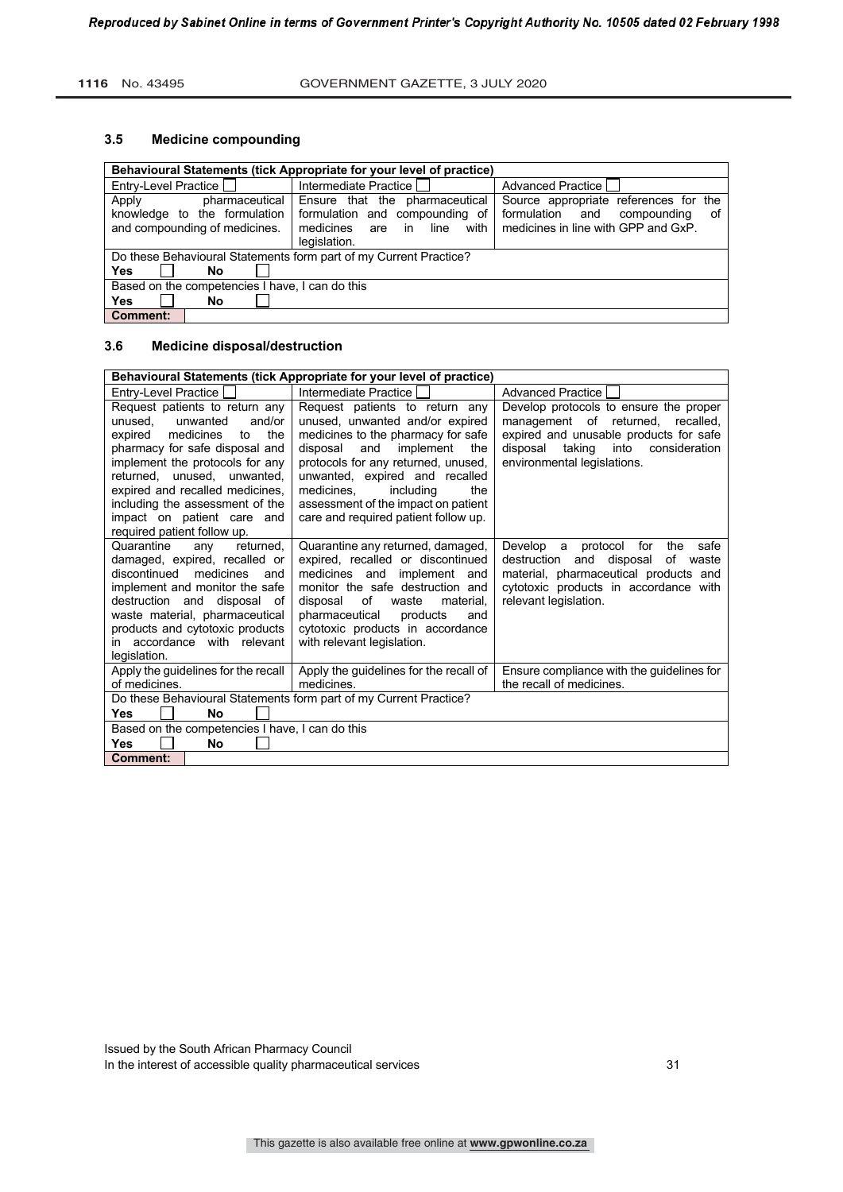### 3.5 Medicine compounding

| Behavioural Statements (tick Appropriate for your level of practice) | | |
|---|---|---|
| Entry-Level Practice ☐ | Intermediate Practice ☐ | Advanced Practice ☐ |
| Apply pharmaceutical knowledge to the formulation and compounding of medicines. | Ensure that the pharmaceutical formulation and compounding of medicines are in line with legislation. | Source appropriate references for the formulation and compounding of medicines in line with GPP and GxP. |
| Do these Behavioural Statements form part of my Current Practice? | | |
| **Yes** ☐ **No** ☐ | | |
| Based on the competencies I have, I can do this | | |
| **Yes** ☐ **No** ☐ | | |
| **Comment:** | | |

### 3.6 Medicine disposal/destruction

| Behavioural Statements (tick Appropriate for your level of practice) | | |
|---|---|---|
| Entry-Level Practice ☐ | Intermediate Practice ☐ | Advanced Practice ☐ |
| Request patients to return any unused, unwanted and/or expired medicines to the pharmacy for safe disposal and implement the protocols for any returned, unused, unwanted, expired and recalled medicines, including the assessment of the impact on patient care and required patient follow up. | Request patients to return any unused, unwanted and/or expired medicines to the pharmacy for safe disposal and implement the protocols for any returned, unused, unwanted, expired and recalled medicines, including the assessment of the impact on patient care and required patient follow up. | Develop protocols to ensure the proper management of returned, recalled, expired and unusable products for safe disposal taking into consideration environmental legislations. |
| Quarantine any returned, damaged, expired, recalled or discontinued medicines and implement and monitor the safe destruction and disposal of waste material, pharmaceutical products and cytotoxic products in accordance with relevant legislation. | Quarantine any returned, damaged, expired, recalled or discontinued medicines and implement and monitor the safe destruction and disposal of waste material, pharmaceutical products and cytotoxic products in accordance with relevant legislation. | Develop a protocol for the safe destruction and disposal of waste material, pharmaceutical products and cytotoxic products in accordance with relevant legislation. |
| Apply the guidelines for the recall of medicines. | Apply the guidelines for the recall of medicines. | Ensure compliance with the guidelines for the recall of medicines. |
| Do these Behavioural Statements form part of my Current Practice? | | |
| **Yes** ☐ **No** ☐ | | |
| Based on the competencies I have, I can do this | | |
| **Yes** ☐ **No** ☐ | | |
| **Comment:** | | |

Issued by the South African Pharmacy Council
In the interest of accessible quality pharmaceutical services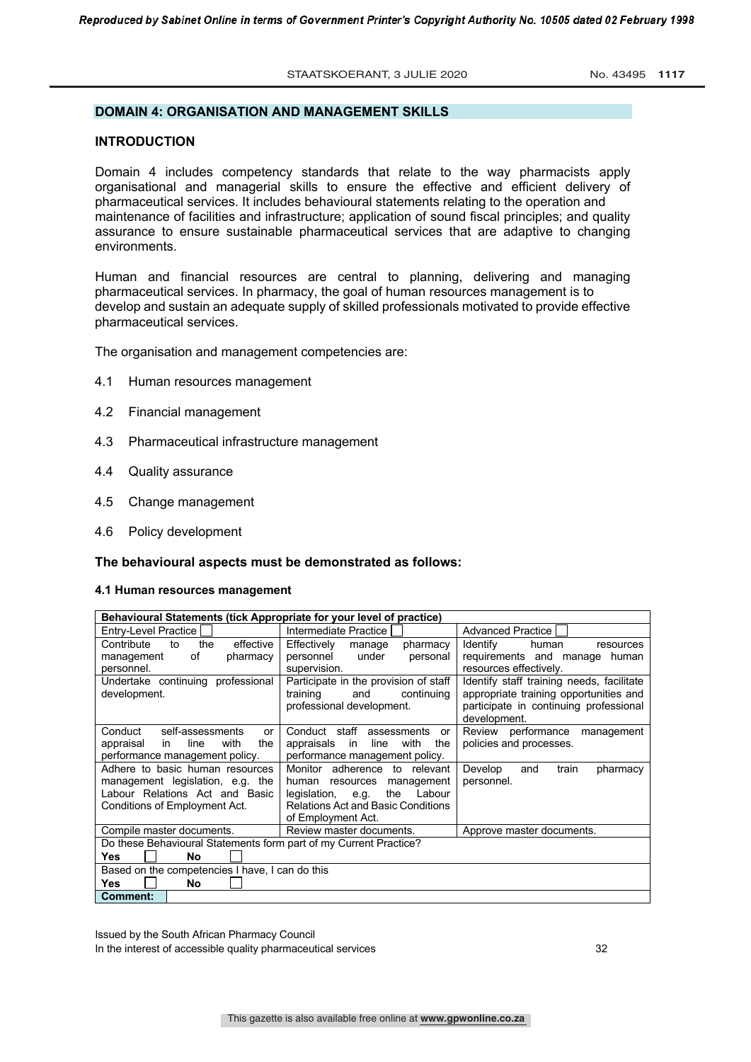## DOMAIN 4: ORGANISATION AND MANAGEMENT SKILLS

### INTRODUCTION

Domain 4 includes competency standards that relate to the way pharmacists apply organisational and managerial skills to ensure the effective and efficient delivery of pharmaceutical services. It includes behavioural statements relating to the operation and maintenance of facilities and infrastructure; application of sound fiscal principles; and quality assurance to ensure sustainable pharmaceutical services that are adaptive to changing environments.

Human and financial resources are central to planning, delivering and managing pharmaceutical services. In pharmacy, the goal of human resources management is to develop and sustain an adequate supply of skilled professionals motivated to provide effective pharmaceutical services.

The organisation and management competencies are:

4.1 Human resources management

4.2 Financial management

4.3 Pharmaceutical infrastructure management

4.4 Quality assurance

4.5 Change management

4.6 Policy development

**The behavioural aspects must be demonstrated as follows:**

#### 4.1 Human resources management

| Behavioural Statements (tick Appropriate for your level of practice) | | |
|---|---|---|
| Entry-Level Practice ☐ | Intermediate Practice ☐ | Advanced Practice ☐ |
| Contribute to the effective management of pharmacy personnel. | Effectively manage pharmacy personnel under personal supervision. | Identify human resources requirements and manage human resources effectively. |
| Undertake continuing professional development. | Participate in the provision of staff training and continuing professional development. | Identify staff training needs, facilitate appropriate training opportunities and participate in continuing professional development. |
| Conduct self-assessments or appraisal in line with the performance management policy. | Conduct staff assessments or appraisals in line with the performance management policy. | Review performance management policies and processes. |
| Adhere to basic human resources management legislation, e.g. the Labour Relations Act and Basic Conditions of Employment Act. | Monitor adherence to relevant human resources management legislation, e.g. the Labour Relations Act and Basic Conditions of Employment Act. | Develop and train pharmacy personnel. |
| Compile master documents. | Review master documents. | Approve master documents. |
| Do these Behavioural Statements form part of my Current Practice? **Yes** ☐ **No** ☐ | | |
| Based on the competencies I have, I can do this **Yes** ☐ **No** ☐ | | |
| **Comment:** | | |

Issued by the South African Pharmacy Council
In the interest of accessible quality pharmaceutical services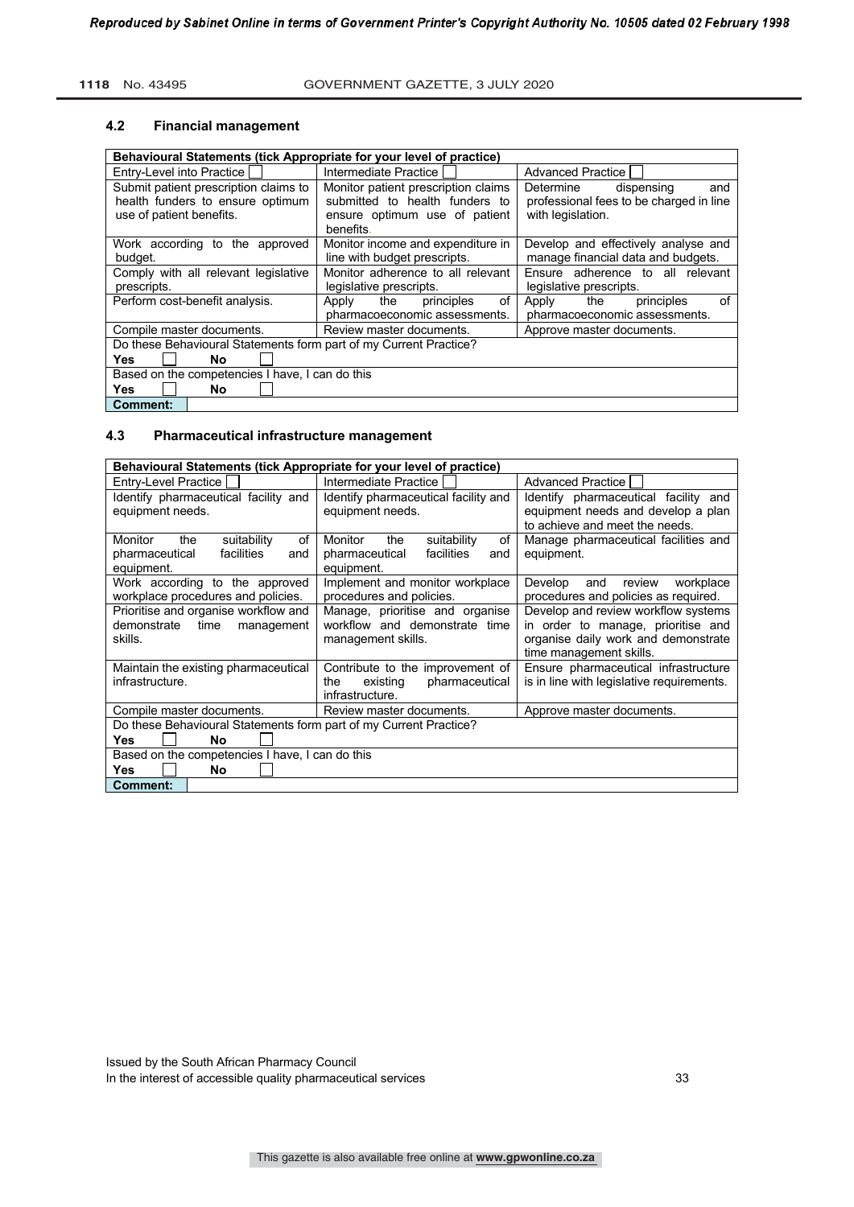### 4.2 Financial management

| Behavioural Statements (tick Appropriate for your level of practice) | | |
|---|---|---|
| Entry-Level into Practice ☐ | Intermediate Practice ☐ | Advanced Practice ☐ |
| Submit patient prescription claims to health funders to ensure optimum use of patient benefits. | Monitor patient prescription claims submitted to health funders to ensure optimum use of patient benefits. | Determine dispensing and professional fees to be charged in line with legislation. |
| Work according to the approved budget. | Monitor income and expenditure in line with budget prescripts. | Develop and effectively analyse and manage financial data and budgets. |
| Comply with all relevant legislative prescripts. | Monitor adherence to all relevant legislative prescripts. | Ensure adherence to all relevant legislative prescripts. |
| Perform cost-benefit analysis. | Apply the principles of pharmacoeconomic assessments. | Apply the principles of pharmacoeconomic assessments. |
| Compile master documents. | Review master documents. | Approve master documents. |
| Do these Behavioural Statements form part of my Current Practice? | | |
| **Yes** ☐ **No** ☐ | | |
| Based on the competencies I have, I can do this | | |
| **Yes** ☐ **No** ☐ | | |
| **Comment:** | | |

### 4.3 Pharmaceutical infrastructure management

| Behavioural Statements (tick Appropriate for your level of practice) | | |
|---|---|---|
| Entry-Level Practice ☐ | Intermediate Practice ☐ | Advanced Practice ☐ |
| Identify pharmaceutical facility and equipment needs. | Identify pharmaceutical facility and equipment needs. | Identify pharmaceutical facility and equipment needs and develop a plan to achieve and meet the needs. |
| Monitor the suitability of pharmaceutical facilities and equipment. | Monitor the suitability of pharmaceutical facilities and equipment. | Manage pharmaceutical facilities and equipment. |
| Work according to the approved workplace procedures and policies. | Implement and monitor workplace procedures and policies. | Develop and review workplace procedures and policies as required. |
| Prioritise and organise workflow and demonstrate time management skills. | Manage, prioritise and organise workflow and demonstrate time management skills. | Develop and review workflow systems in order to manage, prioritise and organise daily work and demonstrate time management skills. |
| Maintain the existing pharmaceutical infrastructure. | Contribute to the improvement of the existing pharmaceutical infrastructure. | Ensure pharmaceutical infrastructure is in line with legislative requirements. |
| Compile master documents. | Review master documents. | Approve master documents. |
| Do these Behavioural Statements form part of my Current Practice? | | |
| **Yes** ☐ **No** ☐ | | |
| Based on the competencies I have, I can do this | | |
| **Yes** ☐ **No** ☐ | | |
| **Comment:** | | |

Issued by the South African Pharmacy Council
In the interest of accessible quality pharmaceutical services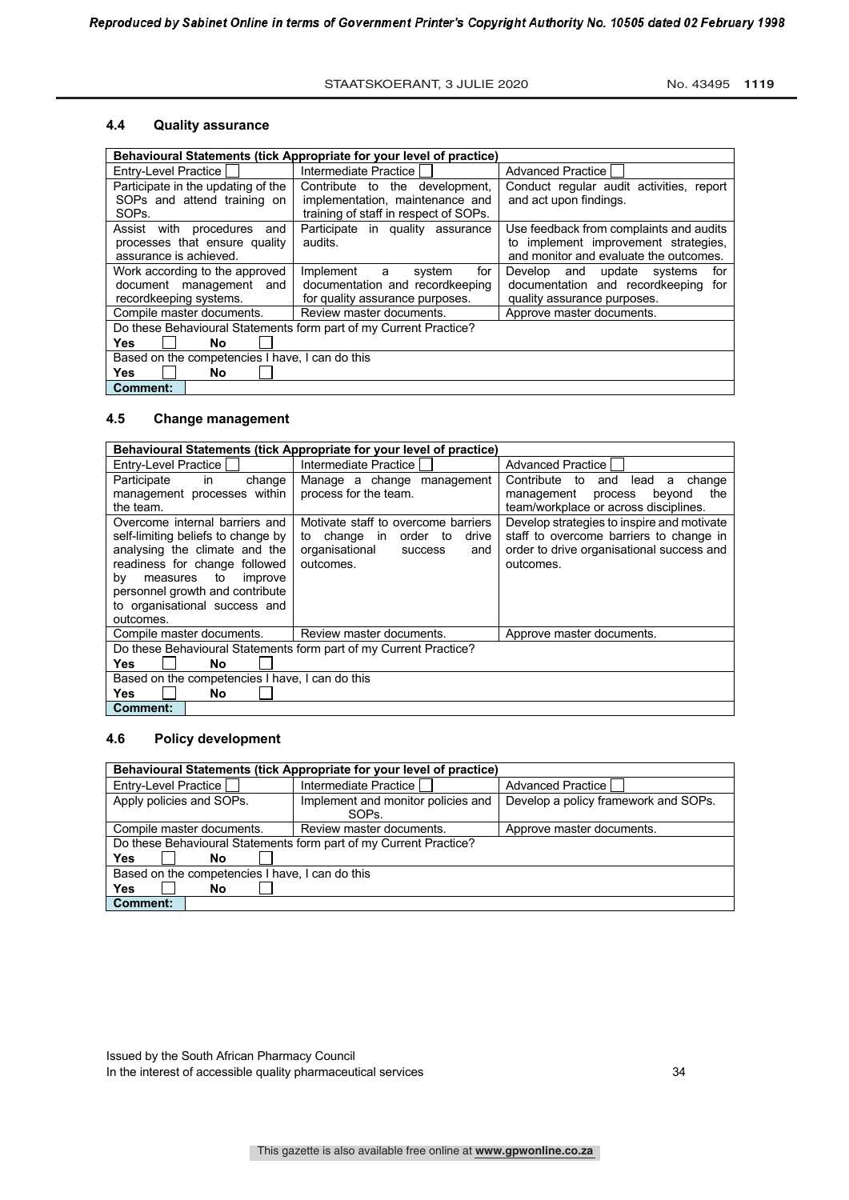## 4.4 Quality assurance

| Behavioural Statements (tick Appropriate for your level of practice) | | |
|---|---|---|
| Entry-Level Practice ☐ | Intermediate Practice ☐ | Advanced Practice ☐ |
| Participate in the updating of the SOPs and attend training on SOPs. | Contribute to the development, implementation, maintenance and training of staff in respect of SOPs. | Conduct regular audit activities, report and act upon findings. |
| Assist with procedures and processes that ensure quality assurance is achieved. | Participate in quality assurance audits. | Use feedback from complaints and audits to implement improvement strategies, and monitor and evaluate the outcomes. |
| Work according to the approved document management and recordkeeping systems. | Implement a system for documentation and recordkeeping for quality assurance purposes. | Develop and update systems for documentation and recordkeeping for quality assurance purposes. |
| Compile master documents. | Review master documents. | Approve master documents. |
| Do these Behavioural Statements form part of my Current Practice? **Yes** ☐ **No** ☐ | | |
| Based on the competencies I have, I can do this **Yes** ☐ **No** ☐ | | |
| **Comment:** | | |

## 4.5 Change management

| Behavioural Statements (tick Appropriate for your level of practice) | | |
|---|---|---|
| Entry-Level Practice ☐ | Intermediate Practice ☐ | Advanced Practice ☐ |
| Participate in change management processes within the team. | Manage a change management process for the team. | Contribute to and lead a change management process beyond the team/workplace or across disciplines. |
| Overcome internal barriers and self-limiting beliefs to change by analysing the climate and the readiness for change followed by measures to improve personnel growth and contribute to organisational success and outcomes. | Motivate staff to overcome barriers to change in order to drive organisational success and outcomes. | Develop strategies to inspire and motivate staff to overcome barriers to change in order to drive organisational success and outcomes. |
| Compile master documents. | Review master documents. | Approve master documents. |
| Do these Behavioural Statements form part of my Current Practice? **Yes** ☐ **No** ☐ | | |
| Based on the competencies I have, I can do this **Yes** ☐ **No** ☐ | | |
| **Comment:** | | |

## 4.6 Policy development

| Behavioural Statements (tick Appropriate for your level of practice) | | |
|---|---|---|
| Entry-Level Practice ☐ | Intermediate Practice ☐ | Advanced Practice ☐ |
| Apply policies and SOPs. | Implement and monitor policies and SOPs. | Develop a policy framework and SOPs. |
| Compile master documents. | Review master documents. | Approve master documents. |
| Do these Behavioural Statements form part of my Current Practice? **Yes** ☐ **No** ☐ | | |
| Based on the competencies I have, I can do this **Yes** ☐ **No** ☐ | | |
| **Comment:** | | |

Issued by the South African Pharmacy Council
In the interest of accessible quality pharmaceutical services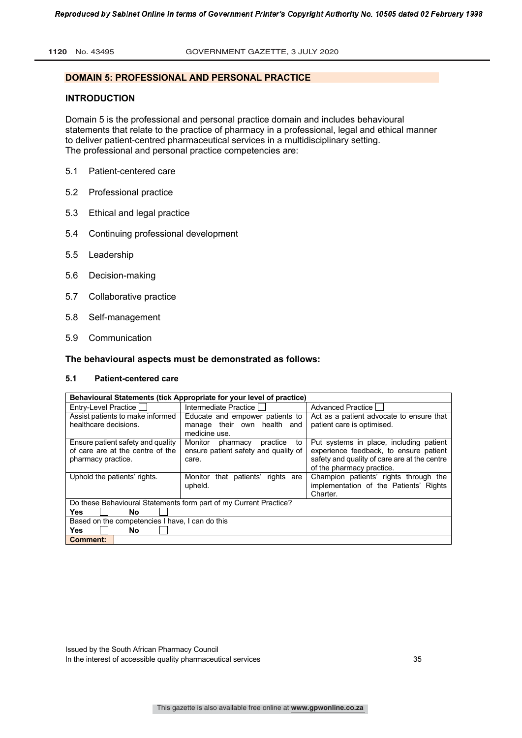## DOMAIN 5: PROFESSIONAL AND PERSONAL PRACTICE

### INTRODUCTION

Domain 5 is the professional and personal practice domain and includes behavioural statements that relate to the practice of pharmacy in a professional, legal and ethical manner to deliver patient-centred pharmaceutical services in a multidisciplinary setting.
The professional and personal practice competencies are:

- 5.1 Patient-centered care
- 5.2 Professional practice
- 5.3 Ethical and legal practice
- 5.4 Continuing professional development
- 5.5 Leadership
- 5.6 Decision-making
- 5.7 Collaborative practice
- 5.8 Self-management
- 5.9 Communication

**The behavioural aspects must be demonstrated as follows:**

#### 5.1 Patient-centered care

| **Behavioural Statements (tick Appropriate for your level of practice)** | | |
|---|---|---|
| Entry-Level Practice ☐ | Intermediate Practice ☐ | Advanced Practice ☐ |
| Assist patients to make informed healthcare decisions. | Educate and empower patients to manage their own health and medicine use. | Act as a patient advocate to ensure that patient care is optimised. |
| Ensure patient safety and quality of care are at the centre of the pharmacy practice. | Monitor pharmacy practice to ensure patient safety and quality of care. | Put systems in place, including patient experience feedback, to ensure patient safety and quality of care are at the centre of the pharmacy practice. |
| Uphold the patients' rights. | Monitor that patients' rights are upheld. | Champion patients' rights through the implementation of the Patients' Rights Charter. |
| Do these Behavioural Statements form part of My Current Practice? | | |
| **Yes** ☐ **No** ☐ | | |
| Based on the competencies I have, I can do this | | |
| **Yes** ☐ **No** ☐ | | |
| **Comment:** | | |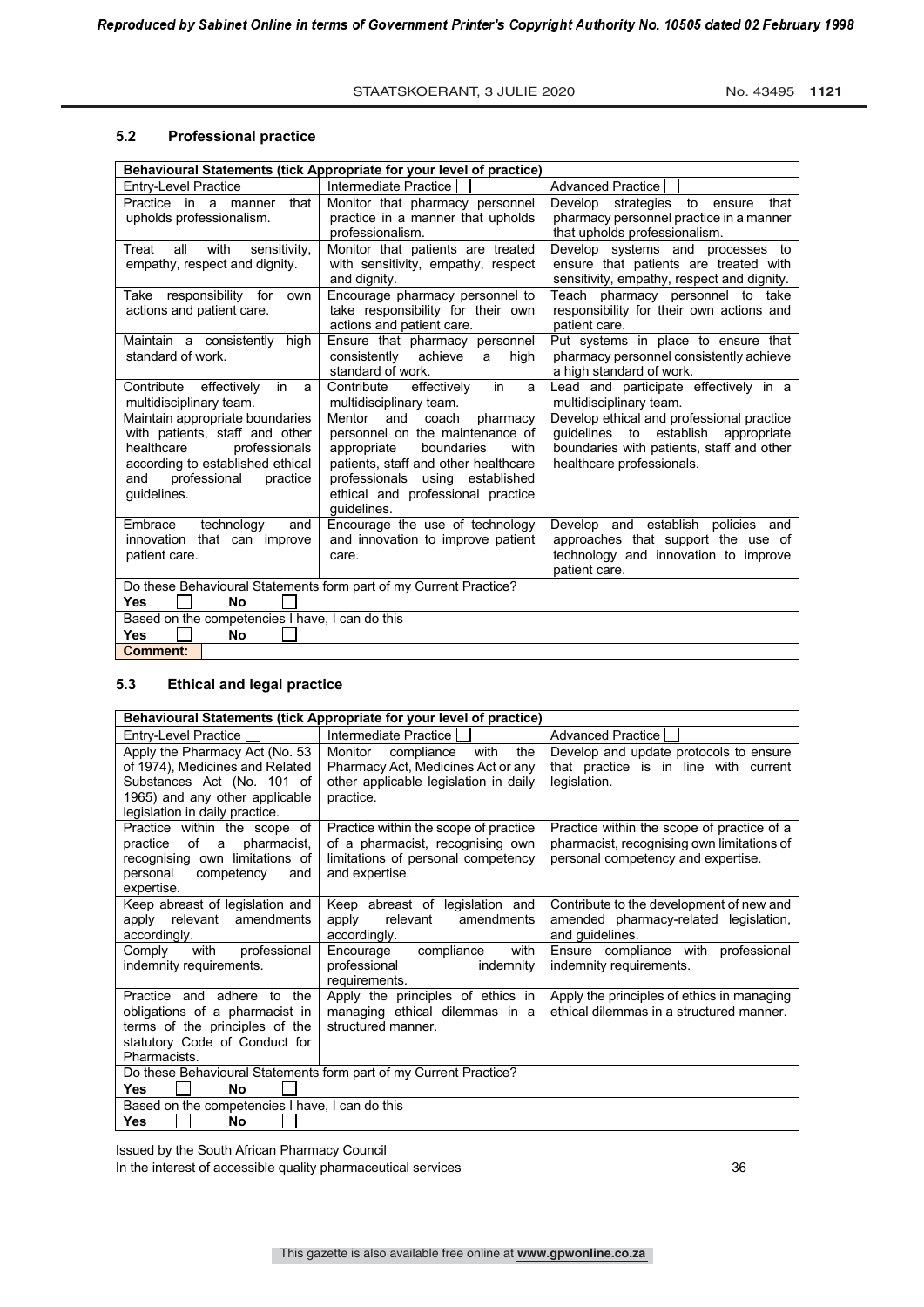### 5.2 Professional practice

| Behavioural Statements (tick Appropriate for your level of practice) | | |
|---|---|---|
| Entry-Level Practice ☐ | Intermediate Practice ☐ | Advanced Practice ☐ |
| Practice in a manner that upholds professionalism. | Monitor that pharmacy personnel practice in a manner that upholds professionalism. | Develop strategies to ensure that pharmacy personnel practice in a manner that upholds professionalism. |
| Treat all with sensitivity, empathy, respect and dignity. | Monitor that patients are treated with sensitivity, empathy, respect and dignity. | Develop systems and processes to ensure that patients are treated with sensitivity, empathy, respect and dignity. |
| Take responsibility for own actions and patient care. | Encourage pharmacy personnel to take responsibility for their own actions and patient care. | Teach pharmacy personnel to take responsibility for their own actions and patient care. |
| Maintain a consistently high standard of work. | Ensure that pharmacy personnel consistently achieve a high standard of work. | Put systems in place to ensure that pharmacy personnel consistently achieve a high standard of work. |
| Contribute effectively in a multidisciplinary team. | Contribute effectively in a multidisciplinary team. | Lead and participate effectively in a multidisciplinary team. |
| Maintain appropriate boundaries with patients, staff and other healthcare professionals according to established ethical and professional practice guidelines. | Mentor and coach pharmacy personnel on the maintenance of appropriate boundaries with patients, staff and other healthcare professionals using established ethical and professional practice guidelines. | Develop ethical and professional practice guidelines to establish appropriate boundaries with patients, staff and other healthcare professionals. |
| Embrace technology and innovation that can improve patient care. | Encourage the use of technology and innovation to improve patient care. | Develop and establish policies and approaches that support the use of technology and innovation to improve patient care. |
| Do these Behavioural Statements form part of my Current Practice? **Yes** ☐ **No** ☐ | | |
| Based on the competencies I have, I can do this **Yes** ☐ **No** ☐ | | |
| **Comment:** | | |

### 5.3 Ethical and legal practice

| Behavioural Statements (tick Appropriate for your level of practice) | | |
|---|---|---|
| Entry-Level Practice ☐ | Intermediate Practice ☐ | Advanced Practice ☐ |
| Apply the Pharmacy Act (No. 53 of 1974), Medicines and Related Substances Act (No. 101 of 1965) and any other applicable legislation in daily practice. | Monitor compliance with the Pharmacy Act, Medicines Act or any other applicable legislation in daily practice. | Develop and update protocols to ensure that practice is in line with current legislation. |
| Practice within the scope of practice of a pharmacist, recognising own limitations of personal competency and expertise. | Practice within the scope of practice of a pharmacist, recognising own limitations of personal competency and expertise. | Practice within the scope of practice of a pharmacist, recognising own limitations of personal competency and expertise. |
| Keep abreast of legislation and apply relevant amendments accordingly. | Keep abreast of legislation and apply relevant amendments accordingly. | Contribute to the development of new and amended pharmacy-related legislation, and guidelines. |
| Comply with professional indemnity requirements. | Encourage compliance with professional indemnity requirements. | Ensure compliance with professional indemnity requirements. |
| Practice and adhere to the obligations of a pharmacist in terms of the principles of the statutory Code of Conduct for Pharmacists. | Apply the principles of ethics in managing ethical dilemmas in a structured manner. | Apply the principles of ethics in managing ethical dilemmas in a structured manner. |
| Do these Behavioural Statements form part of my Current Practice? **Yes** ☐ **No** ☐ | | |
| Based on the competencies I have, I can do this **Yes** ☐ **No** ☐ | | |

Issued by the South African Pharmacy Council
In the interest of accessible quality pharmaceutical services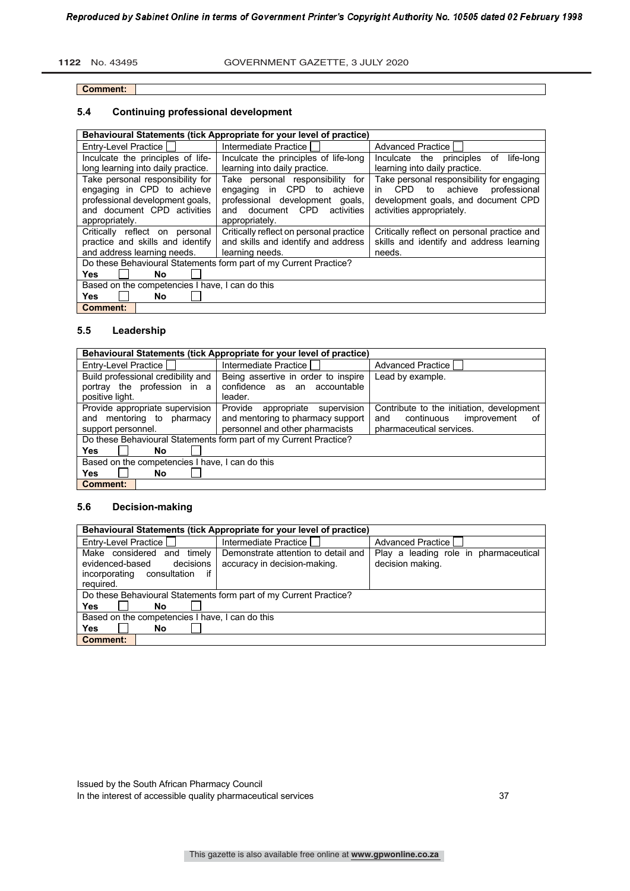**Comment:**

### 5.4 Continuing professional development

| Behavioural Statements (tick Appropriate for your level of practice) | | |
|---|---|---|
| Entry-Level Practice ☐ | Intermediate Practice ☐ | Advanced Practice ☐ |
| Inculcate the principles of life-long learning into daily practice. | Inculcate the principles of life-long learning into daily practice. | Inculcate the principles of life-long learning into daily practice. |
| Take personal responsibility for engaging in CPD to achieve professional development goals, and document CPD activities appropriately. | Take personal responsibility for engaging in CPD to achieve professional development goals, and document CPD activities appropriately. | Take personal responsibility for engaging in CPD to achieve professional development goals, and document CPD activities appropriately. |
| Critically reflect on personal practice and skills and identify and address learning needs. | Critically reflect on personal practice and skills and identify and address learning needs. | Critically reflect on personal practice and skills and identify and address learning needs. |
| Do these Behavioural Statements form part of my Current Practice? | | |
| **Yes** ☐ **No** ☐ | | |
| Based on the competencies I have, I can do this | | |
| **Yes** ☐ **No** ☐ | | |
| **Comment:** | | |

### 5.5 Leadership

| Behavioural Statements (tick Appropriate for your level of practice) | | |
|---|---|---|
| Entry-Level Practice ☐ | Intermediate Practice ☐ | Advanced Practice ☐ |
| Build professional credibility and portray the profession in a positive light. | Being assertive in order to inspire confidence as an accountable leader. | Lead by example. |
| Provide appropriate supervision and mentoring to pharmacy support personnel. | Provide appropriate supervision and mentoring to pharmacy support personnel and other pharmacists | Contribute to the initiation, development and continuous improvement of pharmaceutical services. |
| Do these Behavioural Statements form part of my Current Practice? | | |
| **Yes** ☐ **No** ☐ | | |
| Based on the competencies I have, I can do this | | |
| **Yes** ☐ **No** ☐ | | |
| **Comment:** | | |

### 5.6 Decision-making

| Behavioural Statements (tick Appropriate for your level of practice) | | |
|---|---|---|
| Entry-Level Practice ☐ | Intermediate Practice ☐ | Advanced Practice ☐ |
| Make considered and timely evidenced-based decisions incorporating consultation if required. | Demonstrate attention to detail and accuracy in decision-making. | Play a leading role in pharmaceutical decision making. |
| Do these Behavioural Statements form part of my Current Practice? | | |
| **Yes** ☐ **No** ☐ | | |
| Based on the competencies I have, I can do this | | |
| **Yes** ☐ **No** ☐ | | |
| **Comment:** | | |

Issued by the South African Pharmacy Council
In the interest of accessible quality pharmaceutical services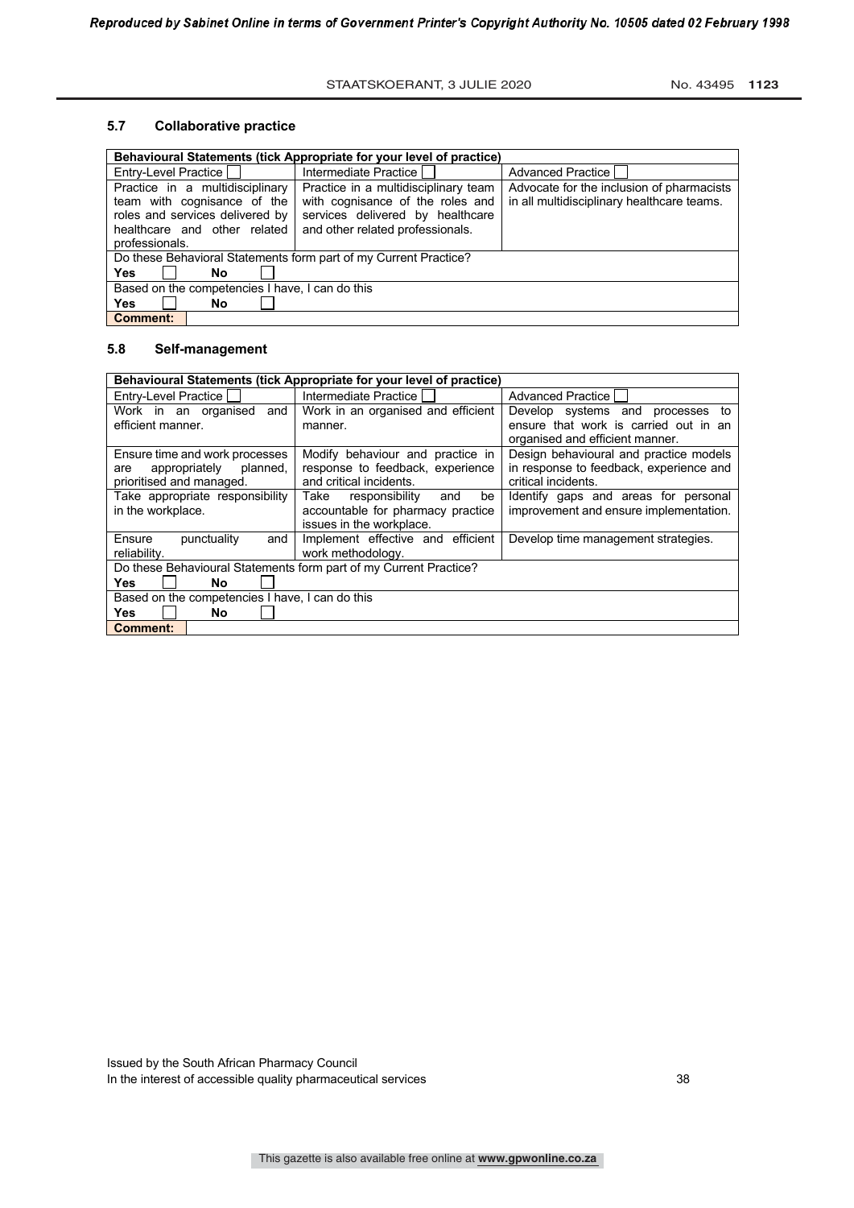## 5.7 Collaborative practice

| Behavioural Statements (tick Appropriate for your level of practice) | | |
|---|---|---|
| Entry-Level Practice ☐ | Intermediate Practice ☐ | Advanced Practice ☐ |
| Practice in a multidisciplinary team with cognisance of the roles and services delivered by healthcare and other related professionals. | Practice in a multidisciplinary team with cognisance of the roles and services delivered by healthcare and other related professionals. | Advocate for the inclusion of pharmacists in all multidisciplinary healthcare teams. |
| Do these Behavioral Statements form part of my Current Practice? | | |
| **Yes** ☐ **No** ☐ | | |
| Based on the competencies I have, I can do this | | |
| **Yes** ☐ **No** ☐ | | |
| **Comment:** | | |

## 5.8 Self-management

| Behavioural Statements (tick Appropriate for your level of practice) | | |
|---|---|---|
| Entry-Level Practice ☐ | Intermediate Practice ☐ | Advanced Practice ☐ |
| Work in an organised and efficient manner. | Work in an organised and efficient manner. | Develop systems and processes to ensure that work is carried out in an organised and efficient manner. |
| Ensure time and work processes are appropriately planned, prioritised and managed. | Modify behaviour and practice in response to feedback, experience and critical incidents. | Design behavioural and practice models in response to feedback, experience and critical incidents. |
| Take appropriate responsibility in the workplace. | Take responsibility and be accountable for pharmacy practice issues in the workplace. | Identify gaps and areas for personal improvement and ensure implementation. |
| Ensure punctuality and reliability. | Implement effective and efficient work methodology. | Develop time management strategies. |
| Do these Behavioural Statements form part of my Current Practice? | | |
| **Yes** ☐ **No** ☐ | | |
| Based on the competencies I have, I can do this | | |
| **Yes** ☐ **No** ☐ | | |
| **Comment:** | | |

Issued by the South African Pharmacy Council
In the interest of accessible quality pharmaceutical services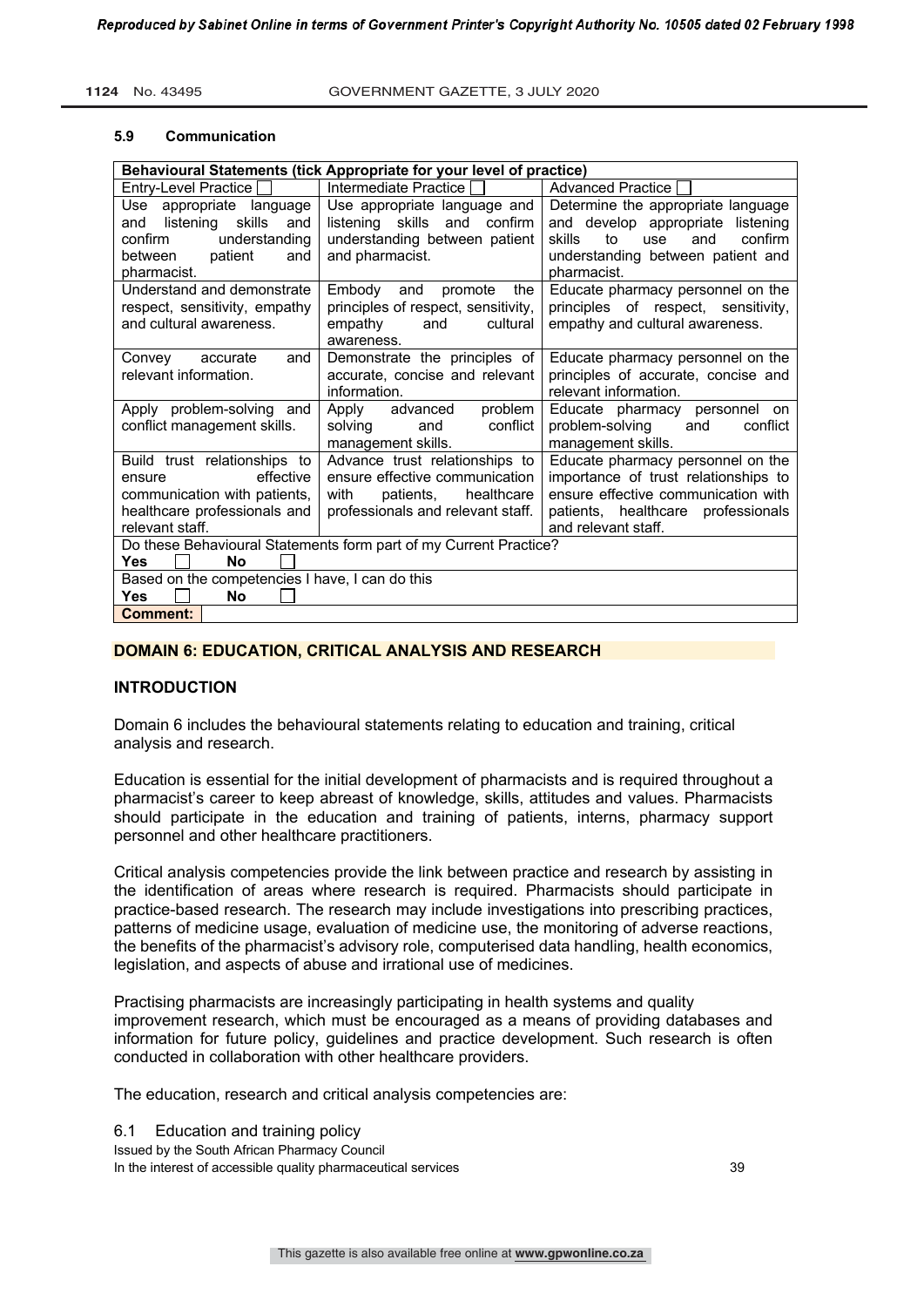### 5.9 Communication

| Behavioural Statements (tick Appropriate for your level of practice) | | |
|---|---|---|
| Entry-Level Practice ☐ | Intermediate Practice ☐ | Advanced Practice ☐ |
| Use appropriate language and listening skills and confirm understanding between patient and pharmacist. | Use appropriate language and listening skills and confirm understanding between patient and pharmacist. | Determine the appropriate language and develop appropriate listening skills to use and confirm understanding between patient and pharmacist. |
| Understand and demonstrate respect, sensitivity, empathy and cultural awareness. | Embody and promote the principles of respect, sensitivity, empathy and cultural awareness. | Educate pharmacy personnel on the principles of respect, sensitivity, empathy and cultural awareness. |
| Convey accurate and relevant information. | Demonstrate the principles of accurate, concise and relevant information. | Educate pharmacy personnel on the principles of accurate, concise and relevant information. |
| Apply problem-solving and conflict management skills. | Apply advanced problem solving and conflict management skills. | Educate pharmacy personnel on problem-solving and conflict management skills. |
| Build trust relationships to ensure effective communication with patients, healthcare professionals and relevant staff. | Advance trust relationships to ensure effective communication with patients, healthcare professionals and relevant staff. | Educate pharmacy personnel on the importance of trust relationships to ensure effective communication with patients, healthcare professionals and relevant staff. |
| Do these Behavioural Statements form part of my Current Practice? **Yes** ☐ **No** ☐ | | |
| Based on the competencies I have, I can do this **Yes** ☐ **No** ☐ | | |
| **Comment:** | | |

## DOMAIN 6: EDUCATION, CRITICAL ANALYSIS AND RESEARCH

### INTRODUCTION

Domain 6 includes the behavioural statements relating to education and training, critical analysis and research.

Education is essential for the initial development of pharmacists and is required throughout a pharmacist's career to keep abreast of knowledge, skills, attitudes and values. Pharmacists should participate in the education and training of patients, interns, pharmacy support personnel and other healthcare practitioners.

Critical analysis competencies provide the link between practice and research by assisting in the identification of areas where research is required. Pharmacists should participate in practice-based research. The research may include investigations into prescribing practices, patterns of medicine usage, evaluation of medicine use, the monitoring of adverse reactions, the benefits of the pharmacist's advisory role, computerised data handling, health economics, legislation, and aspects of abuse and irrational use of medicines.

Practising pharmacists are increasingly participating in health systems and quality improvement research, which must be encouraged as a means of providing databases and information for future policy, guidelines and practice development. Such research is often conducted in collaboration with other healthcare providers.

The education, research and critical analysis competencies are:

6.1 Education and training policy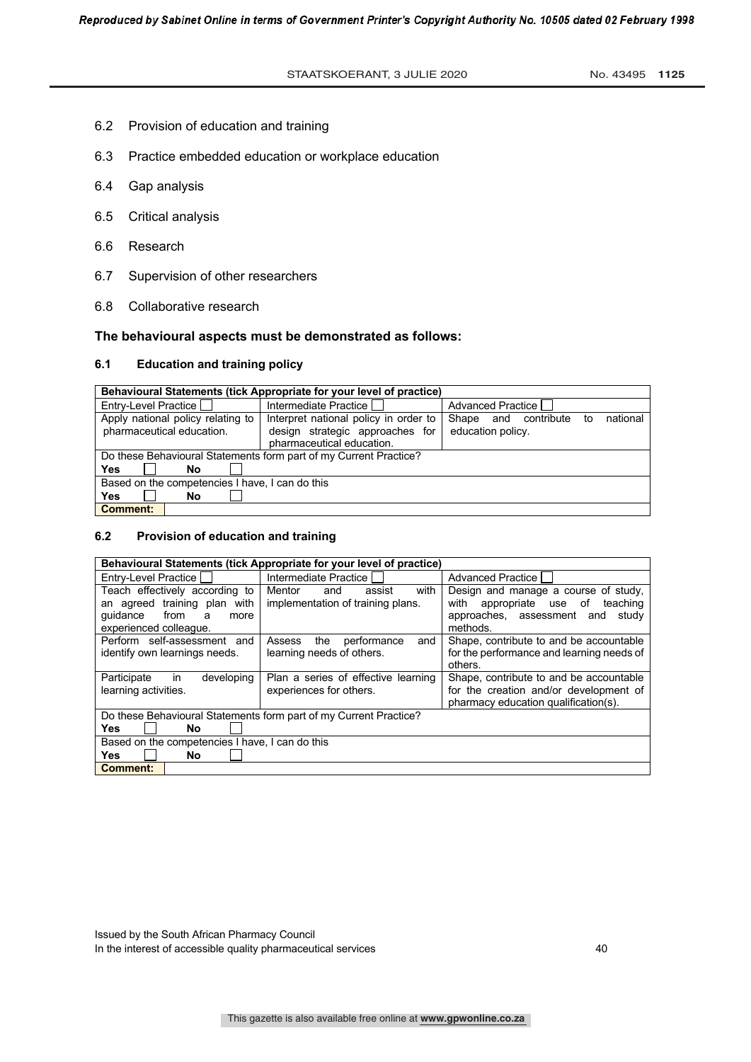6.2 Provision of education and training

6.3 Practice embedded education or workplace education

6.4 Gap analysis

6.5 Critical analysis

6.6 Research

6.7 Supervision of other researchers

6.8 Collaborative research

**The behavioural aspects must be demonstrated as follows:**

#### 6.1 Education and training policy

| **Behavioural Statements (tick Appropriate for your level of practice)** | | |
|---|---|---|
| Entry-Level Practice ☐ | Intermediate Practice ☐ | Advanced Practice ☐ |
| Apply national policy relating to pharmaceutical education. | Interpret national policy in order to design strategic approaches for pharmaceutical education. | Shape and contribute to national education policy. |
| Do these Behavioural Statements form part of my Current Practice? **Yes** ☐ **No** ☐ | | |
| Based on the competencies I have, I can do this **Yes** ☐ **No** ☐ | | |
| **Comment:** | | |

#### 6.2 Provision of education and training

| **Behavioural Statements (tick Appropriate for your level of practice)** | | |
|---|---|---|
| Entry-Level Practice ☐ | Intermediate Practice ☐ | Advanced Practice ☐ |
| Teach effectively according to an agreed training plan with guidance from a more experienced colleague. | Mentor and assist with implementation of training plans. | Design and manage a course of study, with appropriate use of teaching approaches, assessment and study methods. |
| Perform self-assessment and identify own learnings needs. | Assess the performance and learning needs of others. | Shape, contribute to and be accountable for the performance and learning needs of others. |
| Participate in developing learning activities. | Plan a series of effective learning experiences for others. | Shape, contribute to and be accountable for the creation and/or development of pharmacy education qualification(s). |
| Do these Behavioural Statements form part of my Current Practice? **Yes** ☐ **No** ☐ | | |
| Based on the competencies I have, I can do this **Yes** ☐ **No** ☐ | | |
| **Comment:** | | |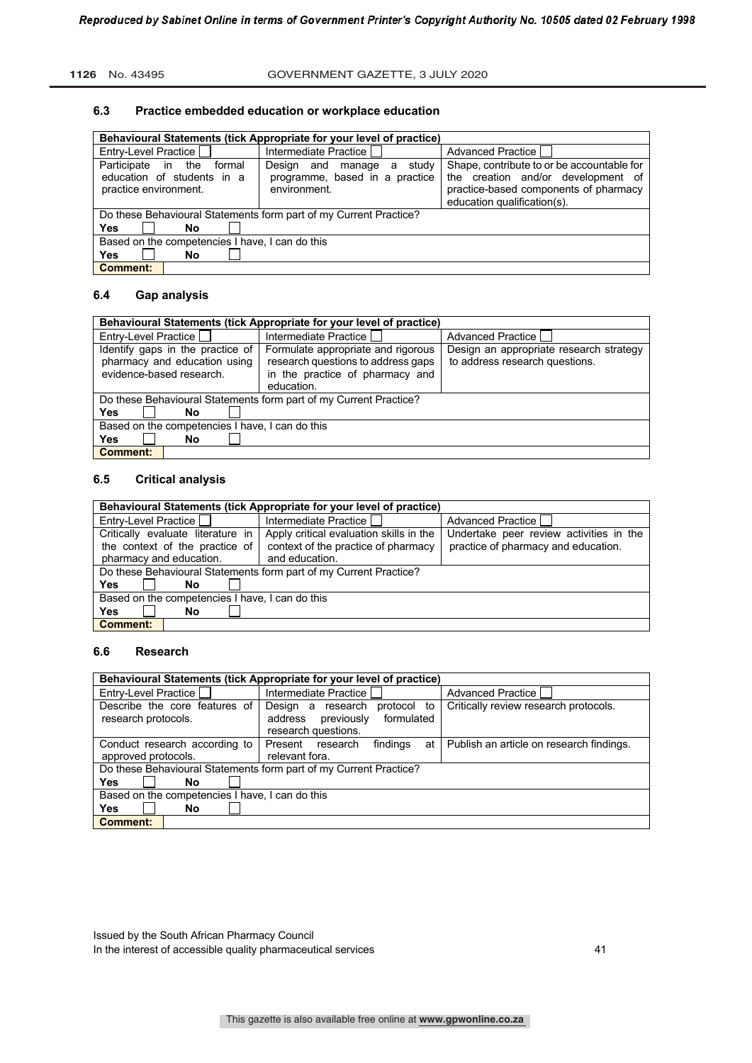## 6.3 Practice embedded education or workplace education

| Behavioural Statements (tick Appropriate for your level of practice) | | |
|---|---|---|
| Entry-Level Practice ☐ | Intermediate Practice ☐ | Advanced Practice ☐ |
| Participate in the formal education of students in a practice environment. | Design and manage a study programme, based in a practice environment. | Shape, contribute to or be accountable for the creation and/or development of practice-based components of pharmacy education qualification(s). |
| Do these Behavioural Statements form part of my Current Practice? | | |
| **Yes** ☐ **No** ☐ | | |
| Based on the competencies I have, I can do this | | |
| **Yes** ☐ **No** ☐ | | |
| **Comment:** | | |

## 6.4 Gap analysis

| Behavioural Statements (tick Appropriate for your level of practice) | | |
|---|---|---|
| Entry-Level Practice ☐ | Intermediate Practice ☐ | Advanced Practice ☐ |
| Identify gaps in the practice of pharmacy and education using evidence-based research. | Formulate appropriate and rigorous research questions to address gaps in the practice of pharmacy and education. | Design an appropriate research strategy to address research questions. |
| Do these Behavioural Statements form part of my Current Practice? | | |
| **Yes** ☐ **No** ☐ | | |
| Based on the competencies I have, I can do this | | |
| **Yes** ☐ **No** ☐ | | |
| **Comment:** | | |

## 6.5 Critical analysis

| Behavioural Statements (tick Appropriate for your level of practice) | | |
|---|---|---|
| Entry-Level Practice ☐ | Intermediate Practice ☐ | Advanced Practice ☐ |
| Critically evaluate literature in the context of the practice of pharmacy and education. | Apply critical evaluation skills in the context of the practice of pharmacy and education. | Undertake peer review activities in the practice of pharmacy and education. |
| Do these Behavioural Statements form part of my Current Practice? | | |
| **Yes** ☐ **No** ☐ | | |
| Based on the competencies I have, I can do this | | |
| **Yes** ☐ **No** ☐ | | |
| **Comment:** | | |

## 6.6 Research

| Behavioural Statements (tick Appropriate for your level of practice) | | |
|---|---|---|
| Entry-Level Practice ☐ | Intermediate Practice ☐ | Advanced Practice ☐ |
| Describe the core features of research protocols. | Design a research protocol to address previously formulated research questions. | Critically review research protocols. |
| Conduct research according to approved protocols. | Present research findings at relevant fora. | Publish an article on research findings. |
| Do these Behavioural Statements form part of my Current Practice? | | |
| **Yes** ☐ **No** ☐ | | |
| Based on the competencies I have, I can do this | | |
| **Yes** ☐ **No** ☐ | | |
| **Comment:** | | |

Issued by the South African Pharmacy Council
In the interest of accessible quality pharmaceutical services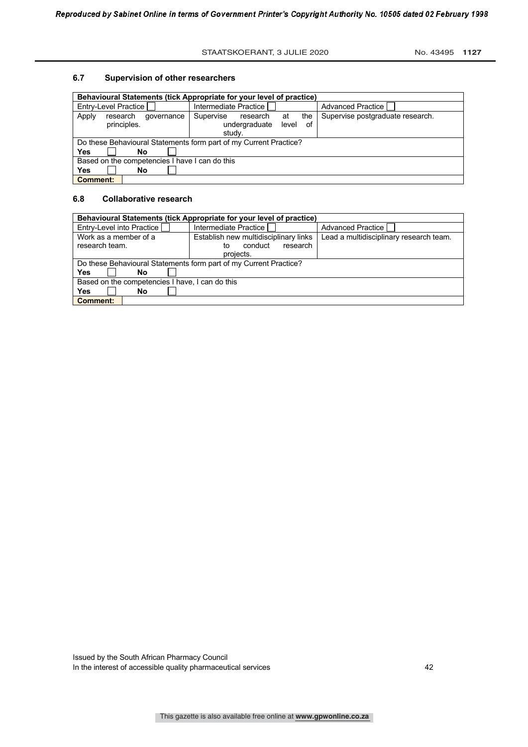### 6.7 Supervision of other researchers

| Behavioural Statements (tick Appropriate for your level of practice) | | |
|---|---|---|
| Entry-Level Practice ☐ | Intermediate Practice ☐ | Advanced Practice ☐ |
| Apply research governance principles. | Supervise research at the undergraduate level of study. | Supervise postgraduate research. |
| Do these Behavioural Statements form part of my Current Practice? | | |
| **Yes** ☐ **No** ☐ | | |
| Based on the competencies I have I can do this | | |
| **Yes** ☐ **No** ☐ | | |
| **Comment:** | | |

### 6.8 Collaborative research

| Behavioural Statements (tick Appropriate for your level of practice) | | |
|---|---|---|
| Entry-Level into Practice ☐ | Intermediate Practice ☐ | Advanced Practice ☐ |
| Work as a member of a research team. | Establish new multidisciplinary links to conduct research projects. | Lead a multidisciplinary research team. |
| Do these Behavioural Statements form part of my Current Practice? | | |
| **Yes** ☐ **No** ☐ | | |
| Based on the competencies I have, I can do this | | |
| **Yes** ☐ **No** ☐ | | |
| **Comment:** | | |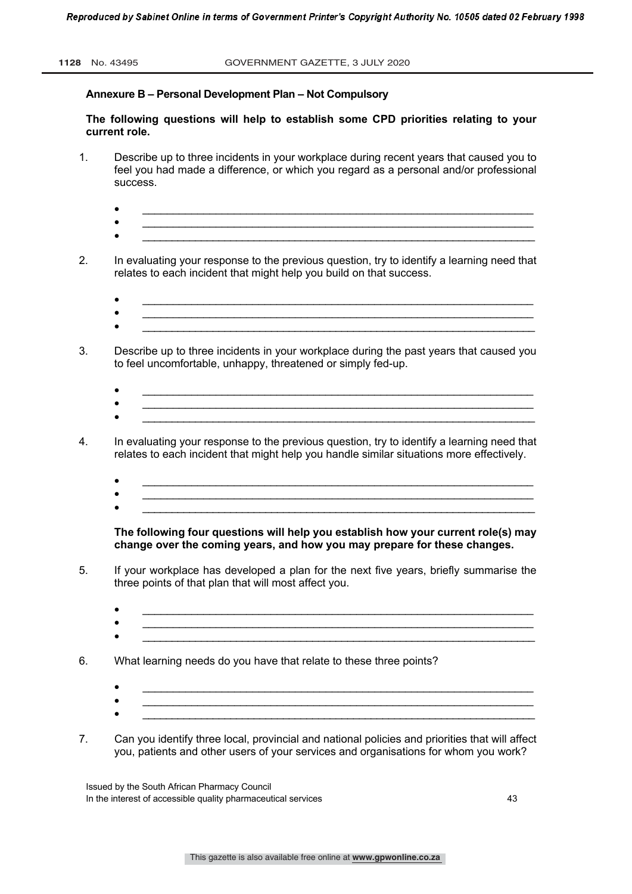**Annexure B – Personal Development Plan – Not Compulsory**

**The following questions will help to establish some CPD priorities relating to your current role.**

1. Describe up to three incidents in your workplace during recent years that caused you to feel you had made a difference, or which you regard as a personal and/or professional success.

   - ______________________________________________________________
   - ______________________________________________________________
   - ______________________________________________________________

2. In evaluating your response to the previous question, try to identify a learning need that relates to each incident that might help you build on that success.

   - ______________________________________________________________
   - ______________________________________________________________
   - ______________________________________________________________

3. Describe up to three incidents in your workplace during the past years that caused you to feel uncomfortable, unhappy, threatened or simply fed-up.

   - ______________________________________________________________
   - ______________________________________________________________
   - ______________________________________________________________

4. In evaluating your response to the previous question, try to identify a learning need that relates to each incident that might help you handle similar situations more effectively.

   - ______________________________________________________________
   - ______________________________________________________________
   - ______________________________________________________________

**The following four questions will help you establish how your current role(s) may change over the coming years, and how you may prepare for these changes.**

5. If your workplace has developed a plan for the next five years, briefly summarise the three points of that plan that will most affect you.

   - ______________________________________________________________
   - ______________________________________________________________
   - ______________________________________________________________

6. What learning needs do you have that relate to these three points?

   - ______________________________________________________________
   - ______________________________________________________________
   - ______________________________________________________________

7. Can you identify three local, provincial and national policies and priorities that will affect you, patients and other users of your services and organisations for whom you work?

Issued by the South African Pharmacy Council
In the interest of accessible quality pharmaceutical services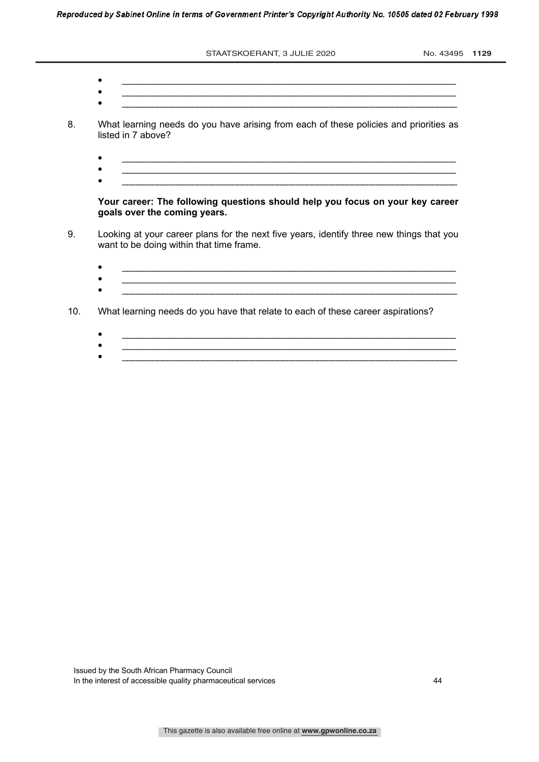- \_\_\_\_\_\_\_\_\_\_\_\_\_\_\_\_\_\_\_\_\_\_\_\_\_\_\_\_\_\_\_\_\_\_\_\_\_\_\_\_\_\_\_\_\_\_\_\_\_\_\_\_\_\_\_\_\_\_\_\_
- \_\_\_\_\_\_\_\_\_\_\_\_\_\_\_\_\_\_\_\_\_\_\_\_\_\_\_\_\_\_\_\_\_\_\_\_\_\_\_\_\_\_\_\_\_\_\_\_\_\_\_\_\_\_\_\_\_\_\_\_
- \_\_\_\_\_\_\_\_\_\_\_\_\_\_\_\_\_\_\_\_\_\_\_\_\_\_\_\_\_\_\_\_\_\_\_\_\_\_\_\_\_\_\_\_\_\_\_\_\_\_\_\_\_\_\_\_\_\_\_\_

8. What learning needs do you have arising from each of these policies and priorities as listed in 7 above?

- \_\_\_\_\_\_\_\_\_\_\_\_\_\_\_\_\_\_\_\_\_\_\_\_\_\_\_\_\_\_\_\_\_\_\_\_\_\_\_\_\_\_\_\_\_\_\_\_\_\_\_\_\_\_\_\_\_\_\_\_
- \_\_\_\_\_\_\_\_\_\_\_\_\_\_\_\_\_\_\_\_\_\_\_\_\_\_\_\_\_\_\_\_\_\_\_\_\_\_\_\_\_\_\_\_\_\_\_\_\_\_\_\_\_\_\_\_\_\_\_\_
- \_\_\_\_\_\_\_\_\_\_\_\_\_\_\_\_\_\_\_\_\_\_\_\_\_\_\_\_\_\_\_\_\_\_\_\_\_\_\_\_\_\_\_\_\_\_\_\_\_\_\_\_\_\_\_\_\_\_\_\_

**Your career: The following questions should help you focus on your key career goals over the coming years.**

9. Looking at your career plans for the next five years, identify three new things that you want to be doing within that time frame.

- \_\_\_\_\_\_\_\_\_\_\_\_\_\_\_\_\_\_\_\_\_\_\_\_\_\_\_\_\_\_\_\_\_\_\_\_\_\_\_\_\_\_\_\_\_\_\_\_\_\_\_\_\_\_\_\_\_\_\_\_
- \_\_\_\_\_\_\_\_\_\_\_\_\_\_\_\_\_\_\_\_\_\_\_\_\_\_\_\_\_\_\_\_\_\_\_\_\_\_\_\_\_\_\_\_\_\_\_\_\_\_\_\_\_\_\_\_\_\_\_\_
- \_\_\_\_\_\_\_\_\_\_\_\_\_\_\_\_\_\_\_\_\_\_\_\_\_\_\_\_\_\_\_\_\_\_\_\_\_\_\_\_\_\_\_\_\_\_\_\_\_\_\_\_\_\_\_\_\_\_\_\_

10. What learning needs do you have that relate to each of these career aspirations?

- \_\_\_\_\_\_\_\_\_\_\_\_\_\_\_\_\_\_\_\_\_\_\_\_\_\_\_\_\_\_\_\_\_\_\_\_\_\_\_\_\_\_\_\_\_\_\_\_\_\_\_\_\_\_\_\_\_\_\_\_
- \_\_\_\_\_\_\_\_\_\_\_\_\_\_\_\_\_\_\_\_\_\_\_\_\_\_\_\_\_\_\_\_\_\_\_\_\_\_\_\_\_\_\_\_\_\_\_\_\_\_\_\_\_\_\_\_\_\_\_\_
- \_\_\_\_\_\_\_\_\_\_\_\_\_\_\_\_\_\_\_\_\_\_\_\_\_\_\_\_\_\_\_\_\_\_\_\_\_\_\_\_\_\_\_\_\_\_\_\_\_\_\_\_\_\_\_\_\_\_\_\_

Issued by the South African Pharmacy Council
In the interest of accessible quality pharmaceutical services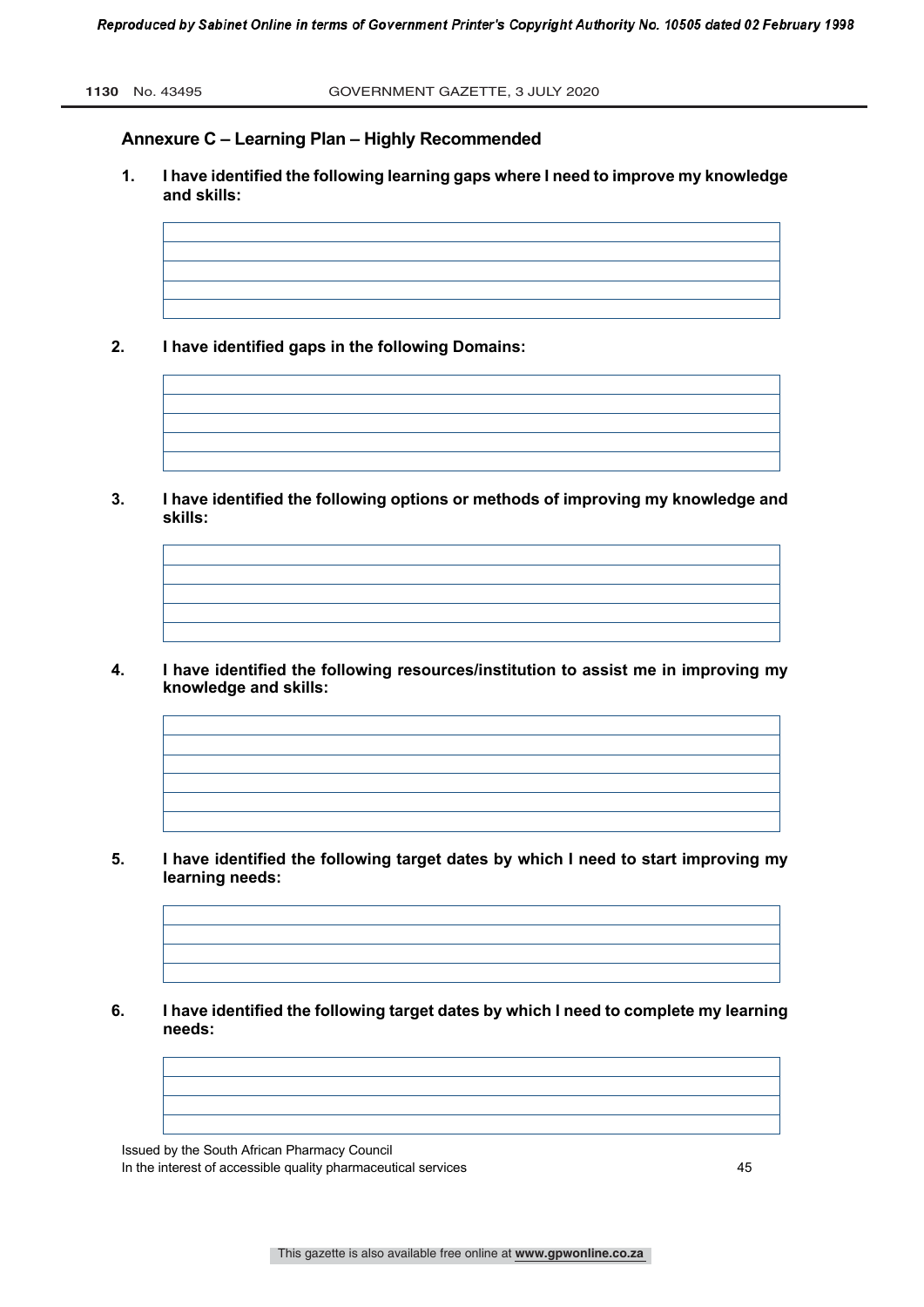## Annexure C – Learning Plan – Highly Recommended

**1. I have identified the following learning gaps where I need to improve my knowledge and skills:**

| |
|---|
| |
| |
| |
| |

**2. I have identified gaps in the following Domains:**

| |
|---|
| |
| |
| |
| |

**3. I have identified the following options or methods of improving my knowledge and skills:**

| |
|---|
| |
| |
| |
| |

**4. I have identified the following resources/institution to assist me in improving my knowledge and skills:**

| |
|---|
| |
| |
| |
| |
| |

**5. I have identified the following target dates by which I need to start improving my learning needs:**

| |
|---|
| |
| |
| |

**6. I have identified the following target dates by which I need to complete my learning needs:**

| |
|---|
| |
| |
| |

Issued by the South African Pharmacy Council
In the interest of accessible quality pharmaceutical services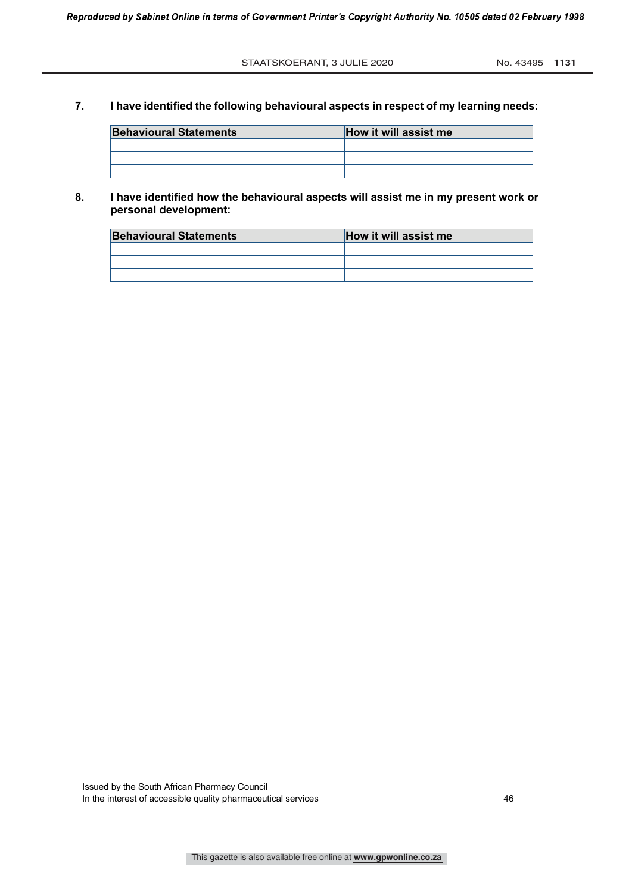**7. I have identified the following behavioural aspects in respect of my learning needs:**

| Behavioural Statements | How it will assist me |
|---|---|
| | |
| | |
| | |

**8. I have identified how the behavioural aspects will assist me in my present work or personal development:**

| Behavioural Statements | How it will assist me |
|---|---|
| | |
| | |
| | |